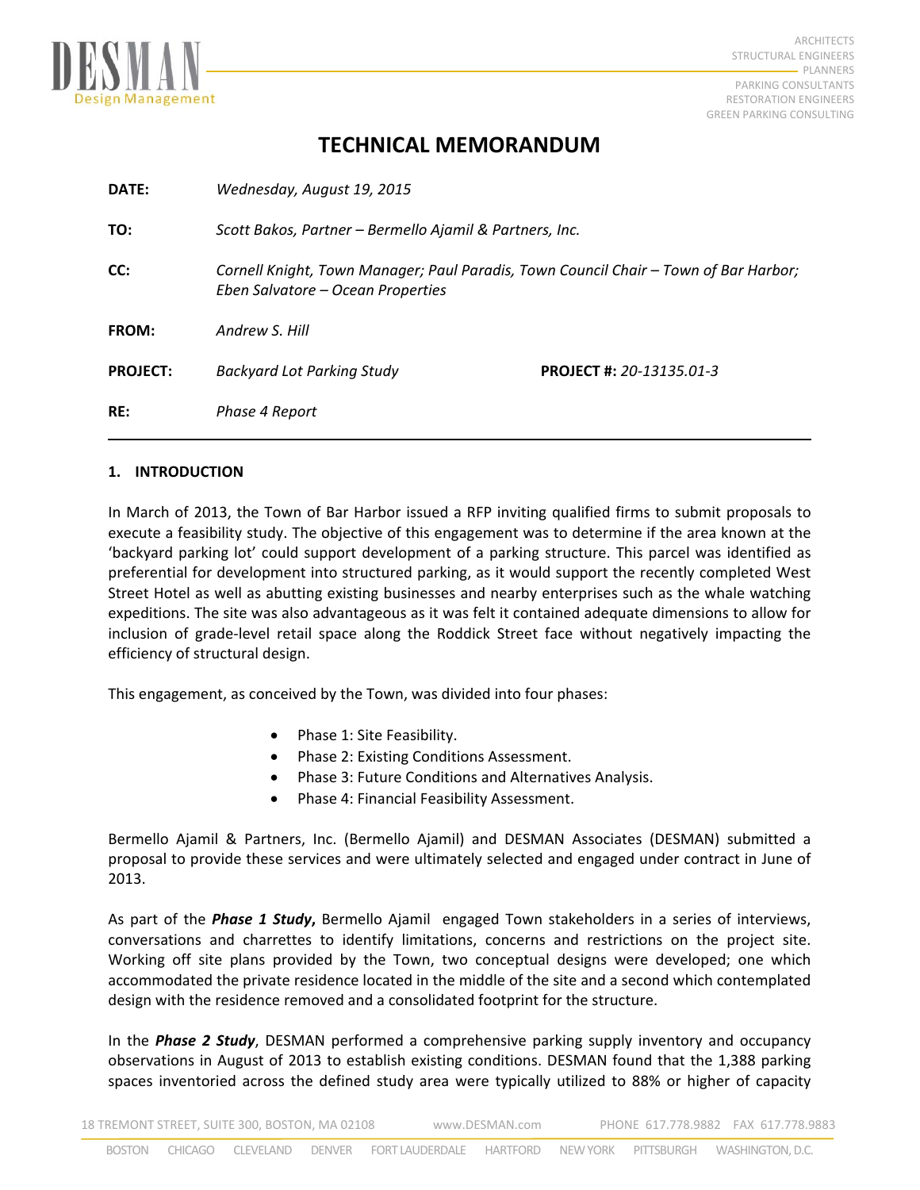# TECHNICAL MEMORANDUM

| | | | |
|---|---|---|---|
| **DATE:** | *Wednesday, August 19, 2015* | | |
| **TO:** | *Scott Bakos, Partner – Bermello Ajamil & Partners, Inc.* | | |
| **CC:** | *Cornell Knight, Town Manager; Paul Paradis, Town Council Chair – Town of Bar Harbor; Eben Salvatore – Ocean Properties* | | |
| **FROM:** | *Andrew S. Hill* | | |
| **PROJECT:** | *Backyard Lot Parking Study* | **PROJECT #:** | *20-13135.01-3* |
| **RE:** | *Phase 4 Report* | | |

## 1. INTRODUCTION

In March of 2013, the Town of Bar Harbor issued a RFP inviting qualified firms to submit proposals to execute a feasibility study. The objective of this engagement was to determine if the area known at the 'backyard parking lot' could support development of a parking structure. This parcel was identified as preferential for development into structured parking, as it would support the recently completed West Street Hotel as well as abutting existing businesses and nearby enterprises such as the whale watching expeditions. The site was also advantageous as it was felt it contained adequate dimensions to allow for inclusion of grade-level retail space along the Roddick Street face without negatively impacting the efficiency of structural design.

This engagement, as conceived by the Town, was divided into four phases:

- Phase 1: Site Feasibility.
- Phase 2: Existing Conditions Assessment.
- Phase 3: Future Conditions and Alternatives Analysis.
- Phase 4: Financial Feasibility Assessment.

Bermello Ajamil & Partners, Inc. (Bermello Ajamil) and DESMAN Associates (DESMAN) submitted a proposal to provide these services and were ultimately selected and engaged under contract in June of 2013.

As part of the ***Phase 1 Study*****,** Bermello Ajamil engaged Town stakeholders in a series of interviews, conversations and charrettes to identify limitations, concerns and restrictions on the project site. Working off site plans provided by the Town, two conceptual designs were developed; one which accommodated the private residence located in the middle of the site and a second which contemplated design with the residence removed and a consolidated footprint for the structure.

In the ***Phase 2 Study***, DESMAN performed a comprehensive parking supply inventory and occupancy observations in August of 2013 to establish existing conditions. DESMAN found that the 1,388 parking spaces inventoried across the defined study area were typically utilized to 88% or higher of capacity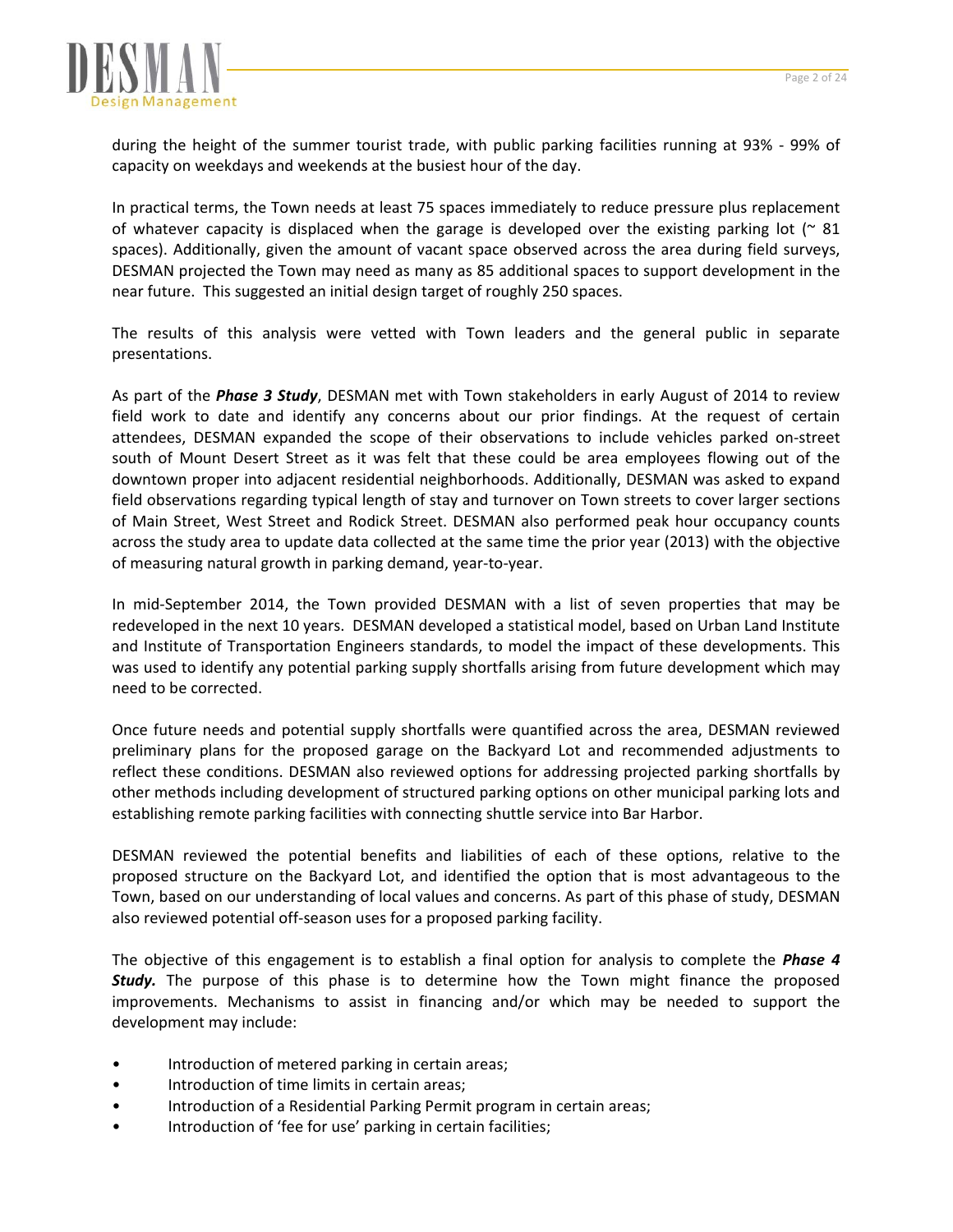during the height of the summer tourist trade, with public parking facilities running at 93% - 99% of capacity on weekdays and weekends at the busiest hour of the day.

In practical terms, the Town needs at least 75 spaces immediately to reduce pressure plus replacement of whatever capacity is displaced when the garage is developed over the existing parking lot (~ 81 spaces). Additionally, given the amount of vacant space observed across the area during field surveys, DESMAN projected the Town may need as many as 85 additional spaces to support development in the near future. This suggested an initial design target of roughly 250 spaces.

The results of this analysis were vetted with Town leaders and the general public in separate presentations.

As part of the ***Phase 3 Study***, DESMAN met with Town stakeholders in early August of 2014 to review field work to date and identify any concerns about our prior findings. At the request of certain attendees, DESMAN expanded the scope of their observations to include vehicles parked on-street south of Mount Desert Street as it was felt that these could be area employees flowing out of the downtown proper into adjacent residential neighborhoods. Additionally, DESMAN was asked to expand field observations regarding typical length of stay and turnover on Town streets to cover larger sections of Main Street, West Street and Rodick Street. DESMAN also performed peak hour occupancy counts across the study area to update data collected at the same time the prior year (2013) with the objective of measuring natural growth in parking demand, year-to-year.

In mid-September 2014, the Town provided DESMAN with a list of seven properties that may be redeveloped in the next 10 years. DESMAN developed a statistical model, based on Urban Land Institute and Institute of Transportation Engineers standards, to model the impact of these developments. This was used to identify any potential parking supply shortfalls arising from future development which may need to be corrected.

Once future needs and potential supply shortfalls were quantified across the area, DESMAN reviewed preliminary plans for the proposed garage on the Backyard Lot and recommended adjustments to reflect these conditions. DESMAN also reviewed options for addressing projected parking shortfalls by other methods including development of structured parking options on other municipal parking lots and establishing remote parking facilities with connecting shuttle service into Bar Harbor.

DESMAN reviewed the potential benefits and liabilities of each of these options, relative to the proposed structure on the Backyard Lot, and identified the option that is most advantageous to the Town, based on our understanding of local values and concerns. As part of this phase of study, DESMAN also reviewed potential off-season uses for a proposed parking facility.

The objective of this engagement is to establish a final option for analysis to complete the ***Phase 4 Study.*** The purpose of this phase is to determine how the Town might finance the proposed improvements. Mechanisms to assist in financing and/or which may be needed to support the development may include:

- Introduction of metered parking in certain areas;
- Introduction of time limits in certain areas;
- Introduction of a Residential Parking Permit program in certain areas;
- Introduction of 'fee for use' parking in certain facilities;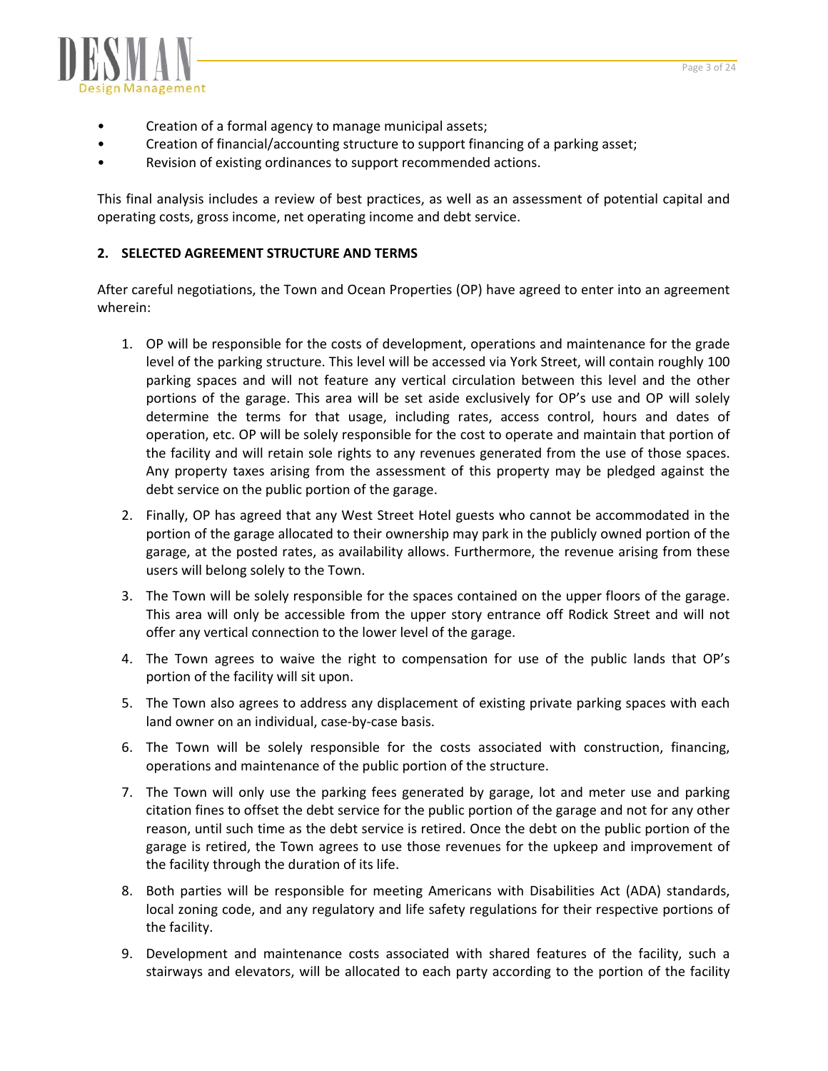- Creation of a formal agency to manage municipal assets;
- Creation of financial/accounting structure to support financing of a parking asset;
- Revision of existing ordinances to support recommended actions.

This final analysis includes a review of best practices, as well as an assessment of potential capital and operating costs, gross income, net operating income and debt service.

## 2. SELECTED AGREEMENT STRUCTURE AND TERMS

After careful negotiations, the Town and Ocean Properties (OP) have agreed to enter into an agreement wherein:

1. OP will be responsible for the costs of development, operations and maintenance for the grade level of the parking structure. This level will be accessed via York Street, will contain roughly 100 parking spaces and will not feature any vertical circulation between this level and the other portions of the garage. This area will be set aside exclusively for OP's use and OP will solely determine the terms for that usage, including rates, access control, hours and dates of operation, etc. OP will be solely responsible for the cost to operate and maintain that portion of the facility and will retain sole rights to any revenues generated from the use of those spaces. Any property taxes arising from the assessment of this property may be pledged against the debt service on the public portion of the garage.
2. Finally, OP has agreed that any West Street Hotel guests who cannot be accommodated in the portion of the garage allocated to their ownership may park in the publicly owned portion of the garage, at the posted rates, as availability allows. Furthermore, the revenue arising from these users will belong solely to the Town.
3. The Town will be solely responsible for the spaces contained on the upper floors of the garage. This area will only be accessible from the upper story entrance off Rodick Street and will not offer any vertical connection to the lower level of the garage.
4. The Town agrees to waive the right to compensation for use of the public lands that OP's portion of the facility will sit upon.
5. The Town also agrees to address any displacement of existing private parking spaces with each land owner on an individual, case-by-case basis.
6. The Town will be solely responsible for the costs associated with construction, financing, operations and maintenance of the public portion of the structure.
7. The Town will only use the parking fees generated by garage, lot and meter use and parking citation fines to offset the debt service for the public portion of the garage and not for any other reason, until such time as the debt service is retired. Once the debt on the public portion of the garage is retired, the Town agrees to use those revenues for the upkeep and improvement of the facility through the duration of its life.
8. Both parties will be responsible for meeting Americans with Disabilities Act (ADA) standards, local zoning code, and any regulatory and life safety regulations for their respective portions of the facility.
9. Development and maintenance costs associated with shared features of the facility, such a stairways and elevators, will be allocated to each party according to the portion of the facility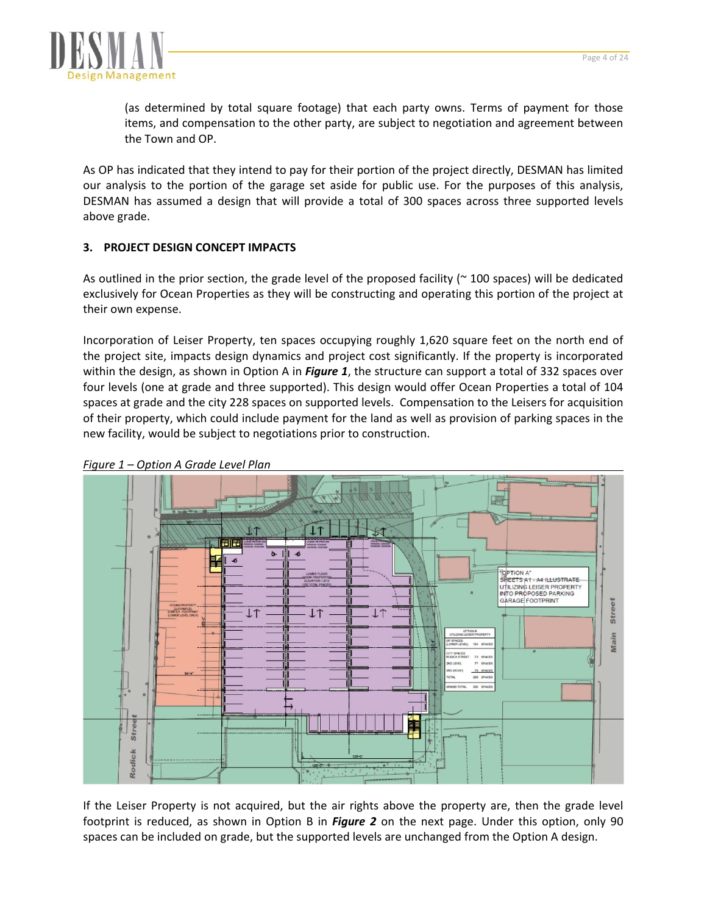(as determined by total square footage) that each party owns. Terms of payment for those items, and compensation to the other party, are subject to negotiation and agreement between the Town and OP.

As OP has indicated that they intend to pay for their portion of the project directly, DESMAN has limited our analysis to the portion of the garage set aside for public use. For the purposes of this analysis, DESMAN has assumed a design that will provide a total of 300 spaces across three supported levels above grade.

### 3. PROJECT DESIGN CONCEPT IMPACTS

As outlined in the prior section, the grade level of the proposed facility (~ 100 spaces) will be dedicated exclusively for Ocean Properties as they will be constructing and operating this portion of the project at their own expense.

Incorporation of Leiser Property, ten spaces occupying roughly 1,620 square feet on the north end of the project site, impacts design dynamics and project cost significantly. If the property is incorporated within the design, as shown in Option A in ***Figure 1***, the structure can support a total of 332 spaces over four levels (one at grade and three supported). This design would offer Ocean Properties a total of 104 spaces at grade and the city 228 spaces on supported levels. Compensation to the Leisers for acquisition of their property, which could include payment for the land as well as provision of parking spaces in the new facility, would be subject to negotiations prior to construction.

*Figure 1 – Option A Grade Level Plan*

If the Leiser Property is not acquired, but the air rights above the property are, then the grade level footprint is reduced, as shown in Option B in ***Figure 2*** on the next page. Under this option, only 90 spaces can be included on grade, but the supported levels are unchanged from the Option A design.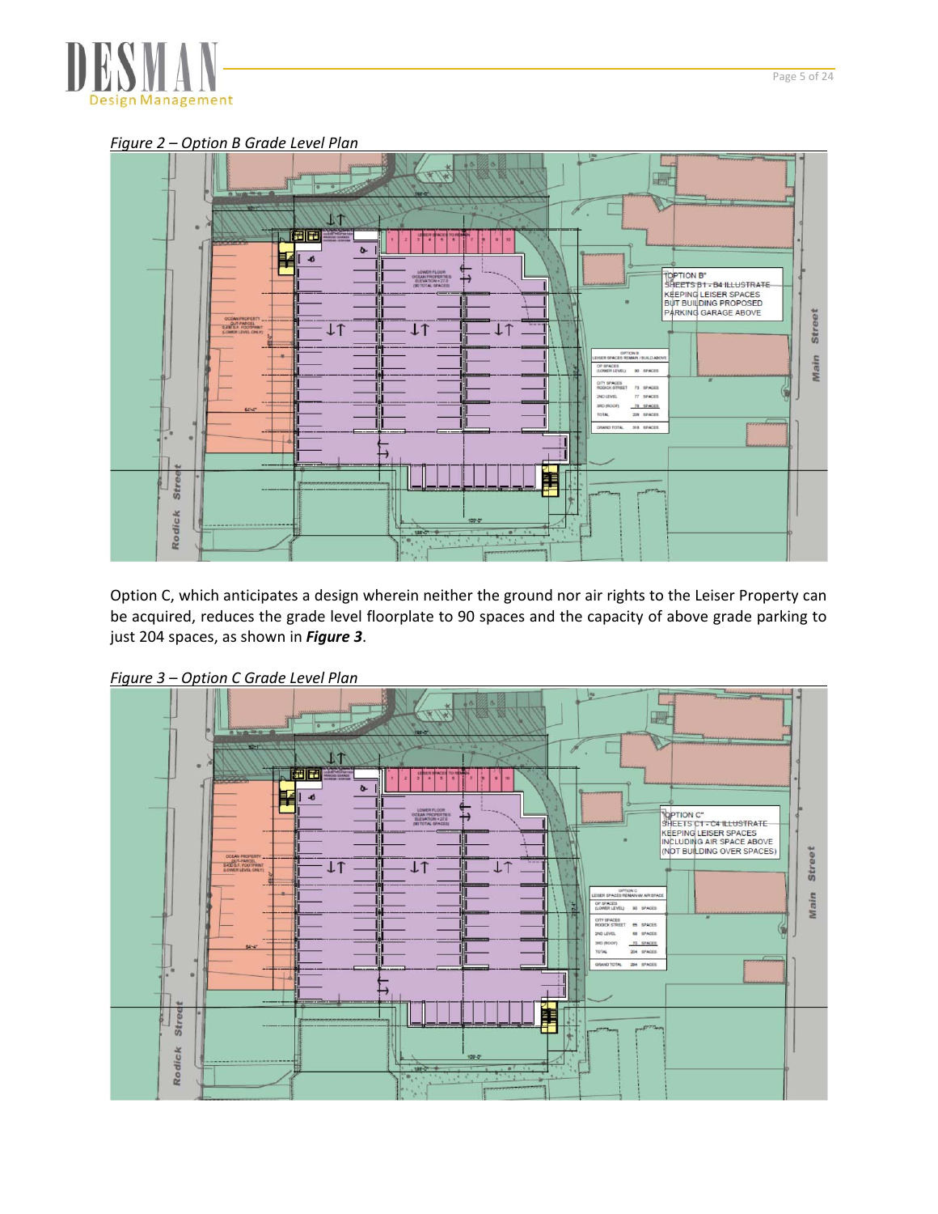*Figure 2 – Option B Grade Level Plan*

Option C, which anticipates a design wherein neither the ground nor air rights to the Leiser Property can be acquired, reduces the grade level floorplate to 90 spaces and the capacity of above grade parking to just 204 spaces, as shown in ***Figure 3***.

*Figure 3 – Option C Grade Level Plan*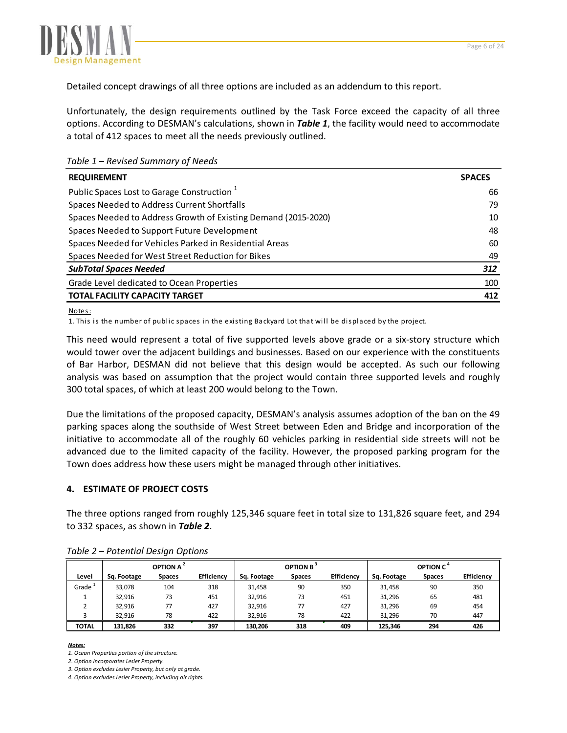Detailed concept drawings of all three options are included as an addendum to this report.

Unfortunately, the design requirements outlined by the Task Force exceed the capacity of all three options. According to DESMAN's calculations, shown in ***Table 1***, the facility would need to accommodate a total of 412 spaces to meet all the needs previously outlined.

*Table 1 – Revised Summary of Needs*

| REQUIREMENT | SPACES |
|---|---|
| Public Spaces Lost to Garage Construction [1] | 66 |
| Spaces Needed to Address Current Shortfalls | 79 |
| Spaces Needed to Address Growth of Existing Demand (2015-2020) | 10 |
| Spaces Needed to Support Future Development | 48 |
| Spaces Needed for Vehicles Parked in Residential Areas | 60 |
| Spaces Needed for West Street Reduction for Bikes | 49 |
| ***SubTotal Spaces Needed*** | ***312*** |
| Grade Level dedicated to Ocean Properties | 100 |
| **TOTAL FACILITY CAPACITY TARGET** | **412** |

Notes:

1. This is the number of public spaces in the existing Backyard Lot that will be displaced by the project.

This need would represent a total of five supported levels above grade or a six-story structure which would tower over the adjacent buildings and businesses. Based on our experience with the constituents of Bar Harbor, DESMAN did not believe that this design would be accepted. As such our following analysis was based on assumption that the project would contain three supported levels and roughly 300 total spaces, of which at least 200 would belong to the Town.

Due the limitations of the proposed capacity, DESMAN's analysis assumes adoption of the ban on the 49 parking spaces along the southside of West Street between Eden and Bridge and incorporation of the initiative to accommodate all of the roughly 60 vehicles parking in residential side streets will not be advanced due to the limited capacity of the facility. However, the proposed parking program for the Town does address how these users might be managed through other initiatives.

## 4. ESTIMATE OF PROJECT COSTS

The three options ranged from roughly 125,346 square feet in total size to 131,826 square feet, and 294 to 332 spaces, as shown in ***Table 2***.

*Table 2 – Potential Design Options*

| | OPTION A [2] | | | OPTION B [3] | | | OPTION C [4] | | |
|---|---|---|---|---|---|---|---|---|---|
| Level | Sq. Footage | Spaces | Efficiency | Sq. Footage | Spaces | Efficiency | Sq. Footage | Spaces | Efficiency |
| Grade [1] | 33,078 | 104 | 318 | 31,458 | 90 | 350 | 31,458 | 90 | 350 |
| 1 | 32,916 | 73 | 451 | 32,916 | 73 | 451 | 31,296 | 65 | 481 |
| 2 | 32,916 | 77 | 427 | 32,916 | 77 | 427 | 31,296 | 69 | 454 |
| 3 | 32,916 | 78 | 422 | 32,916 | 78 | 422 | 31,296 | 70 | 447 |
| **TOTAL** | **131,826** | **332** | **397** | **130,206** | **318** | **409** | **125,346** | **294** | **426** |

***Notes:***

*1. Ocean Properties portion of the structure.*

*2. Option incorporates Lesier Property.*

*3. Option excludes Lesier Property, but only at grade.*

*4. Option excludes Lesier Property, including air rights.*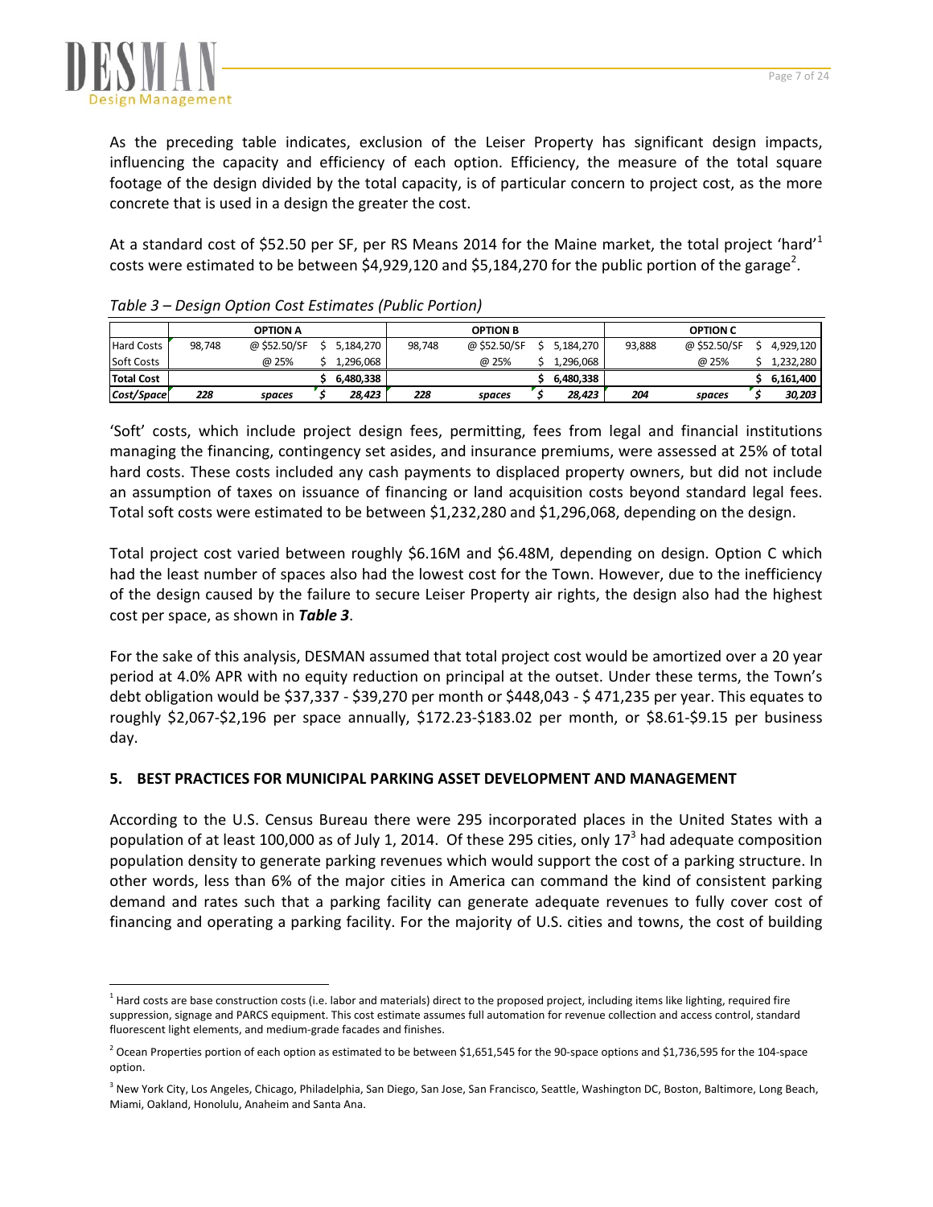As the preceding table indicates, exclusion of the Leiser Property has significant design impacts, influencing the capacity and efficiency of each option. Efficiency, the measure of the total square footage of the design divided by the total capacity, is of particular concern to project cost, as the more concrete that is used in a design the greater the cost.

At a standard cost of $52.50 per SF, per RS Means 2014 for the Maine market, the total project 'hard'[1] costs were estimated to be between $4,929,120 and $5,184,270 for the public portion of the garage[2].

*Table 3 – Design Option Cost Estimates (Public Portion)*

| | OPTION A | | | OPTION B | | | OPTION C | | |
|---|---|---|---|---|---|---|---|---|---|
| Hard Costs | 98,748 | @ $52.50/SF | $ 5,184,270 | 98,748 | @ $52.50/SF | $ 5,184,270 | 93,888 | @ $52.50/SF | $ 4,929,120 |
| Soft Costs | | @ 25% | $ 1,296,068 | | @ 25% | $ 1,296,068 | | @ 25% | $ 1,232,280 |
| **Total Cost** | | | **$ 6,480,338** | | | **$ 6,480,338** | | | **$ 6,161,400** |
| ***Cost/Space*** | ***228*** | ***spaces*** | ***$ 28,423*** | ***228*** | ***spaces*** | ***$ 28,423*** | ***204*** | ***spaces*** | ***$ 30,203*** |

'Soft' costs, which include project design fees, permitting, fees from legal and financial institutions managing the financing, contingency set asides, and insurance premiums, were assessed at 25% of total hard costs. These costs included any cash payments to displaced property owners, but did not include an assumption of taxes on issuance of financing or land acquisition costs beyond standard legal fees. Total soft costs were estimated to be between $1,232,280 and $1,296,068, depending on the design.

Total project cost varied between roughly $6.16M and $6.48M, depending on design. Option C which had the least number of spaces also had the lowest cost for the Town. However, due to the inefficiency of the design caused by the failure to secure Leiser Property air rights, the design also had the highest cost per space, as shown in ***Table 3***.

For the sake of this analysis, DESMAN assumed that total project cost would be amortized over a 20 year period at 4.0% APR with no equity reduction on principal at the outset. Under these terms, the Town's debt obligation would be $37,337 - $39,270 per month or $448,043 - $ 471,235 per year. This equates to roughly $2,067-$2,196 per space annually, $172.23-$183.02 per month, or $8.61-$9.15 per business day.

## 5. BEST PRACTICES FOR MUNICIPAL PARKING ASSET DEVELOPMENT AND MANAGEMENT

According to the U.S. Census Bureau there were 295 incorporated places in the United States with a population of at least 100,000 as of July 1, 2014. Of these 295 cities, only 17[3] had adequate composition population density to generate parking revenues which would support the cost of a parking structure. In other words, less than 6% of the major cities in America can command the kind of consistent parking demand and rates such that a parking facility can generate adequate revenues to fully cover cost of financing and operating a parking facility. For the majority of U.S. cities and towns, the cost of building

---

[1] Hard costs are base construction costs (i.e. labor and materials) direct to the proposed project, including items like lighting, required fire suppression, signage and PARCS equipment. This cost estimate assumes full automation for revenue collection and access control, standard fluorescent light elements, and medium-grade facades and finishes.

[2] Ocean Properties portion of each option as estimated to be between $1,651,545 for the 90-space options and $1,736,595 for the 104-space option.

[3] New York City, Los Angeles, Chicago, Philadelphia, San Diego, San Jose, San Francisco, Seattle, Washington DC, Boston, Baltimore, Long Beach, Miami, Oakland, Honolulu, Anaheim and Santa Ana.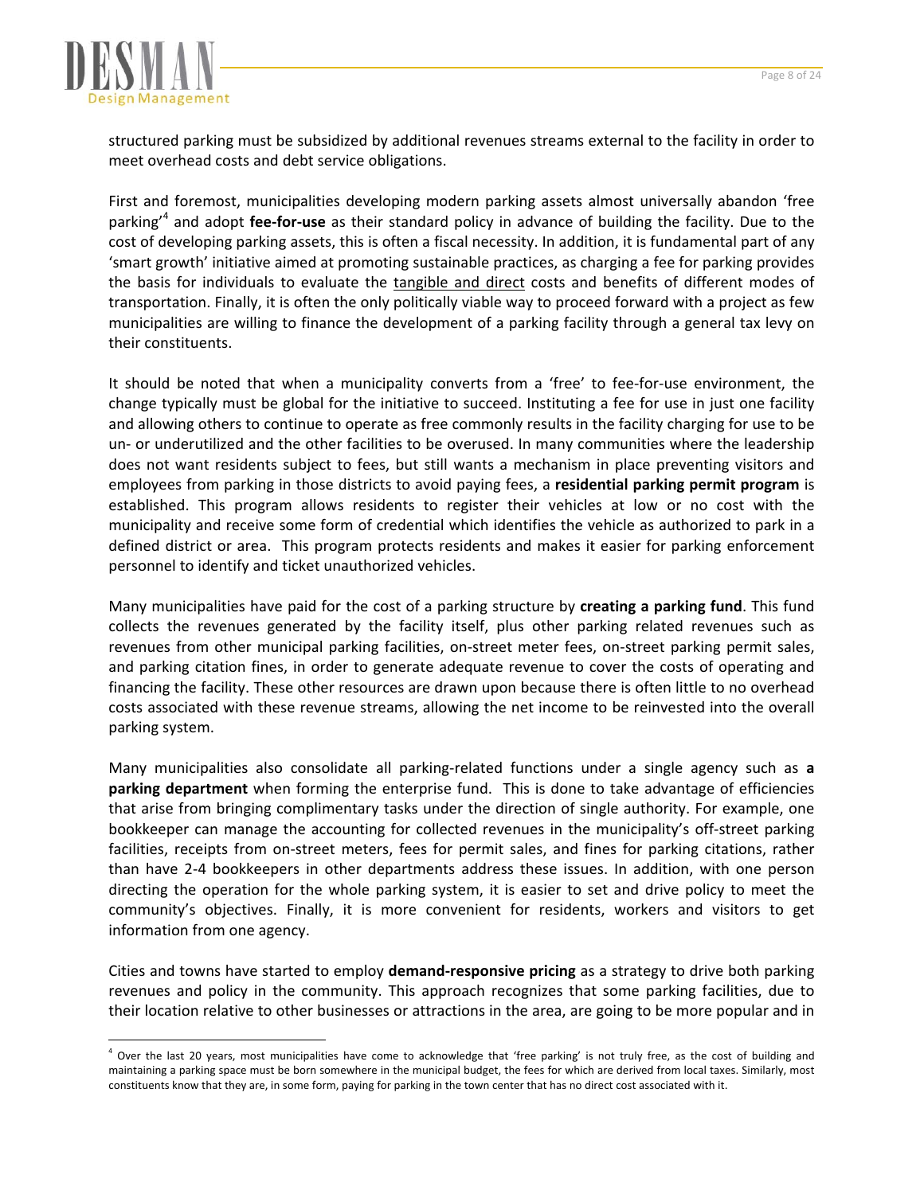structured parking must be subsidized by additional revenues streams external to the facility in order to meet overhead costs and debt service obligations.

First and foremost, municipalities developing modern parking assets almost universally abandon 'free parking'[4] and adopt **fee-for-use** as their standard policy in advance of building the facility. Due to the cost of developing parking assets, this is often a fiscal necessity. In addition, it is fundamental part of any 'smart growth' initiative aimed at promoting sustainable practices, as charging a fee for parking provides the basis for individuals to evaluate the <u>tangible and direct</u> costs and benefits of different modes of transportation. Finally, it is often the only politically viable way to proceed forward with a project as few municipalities are willing to finance the development of a parking facility through a general tax levy on their constituents.

It should be noted that when a municipality converts from a 'free' to fee-for-use environment, the change typically must be global for the initiative to succeed. Instituting a fee for use in just one facility and allowing others to continue to operate as free commonly results in the facility charging for use to be un- or underutilized and the other facilities to be overused. In many communities where the leadership does not want residents subject to fees, but still wants a mechanism in place preventing visitors and employees from parking in those districts to avoid paying fees, a **residential parking permit program** is established. This program allows residents to register their vehicles at low or no cost with the municipality and receive some form of credential which identifies the vehicle as authorized to park in a defined district or area. This program protects residents and makes it easier for parking enforcement personnel to identify and ticket unauthorized vehicles.

Many municipalities have paid for the cost of a parking structure by **creating a parking fund**. This fund collects the revenues generated by the facility itself, plus other parking related revenues such as revenues from other municipal parking facilities, on-street meter fees, on-street parking permit sales, and parking citation fines, in order to generate adequate revenue to cover the costs of operating and financing the facility. These other resources are drawn upon because there is often little to no overhead costs associated with these revenue streams, allowing the net income to be reinvested into the overall parking system.

Many municipalities also consolidate all parking-related functions under a single agency such as **a parking department** when forming the enterprise fund. This is done to take advantage of efficiencies that arise from bringing complimentary tasks under the direction of single authority. For example, one bookkeeper can manage the accounting for collected revenues in the municipality's off-street parking facilities, receipts from on-street meters, fees for permit sales, and fines for parking citations, rather than have 2-4 bookkeepers in other departments address these issues. In addition, with one person directing the operation for the whole parking system, it is easier to set and drive policy to meet the community's objectives. Finally, it is more convenient for residents, workers and visitors to get information from one agency.

Cities and towns have started to employ **demand-responsive pricing** as a strategy to drive both parking revenues and policy in the community. This approach recognizes that some parking facilities, due to their location relative to other businesses or attractions in the area, are going to be more popular and in

---

[4] Over the last 20 years, most municipalities have come to acknowledge that 'free parking' is not truly free, as the cost of building and maintaining a parking space must be born somewhere in the municipal budget, the fees for which are derived from local taxes. Similarly, most constituents know that they are, in some form, paying for parking in the town center that has no direct cost associated with it.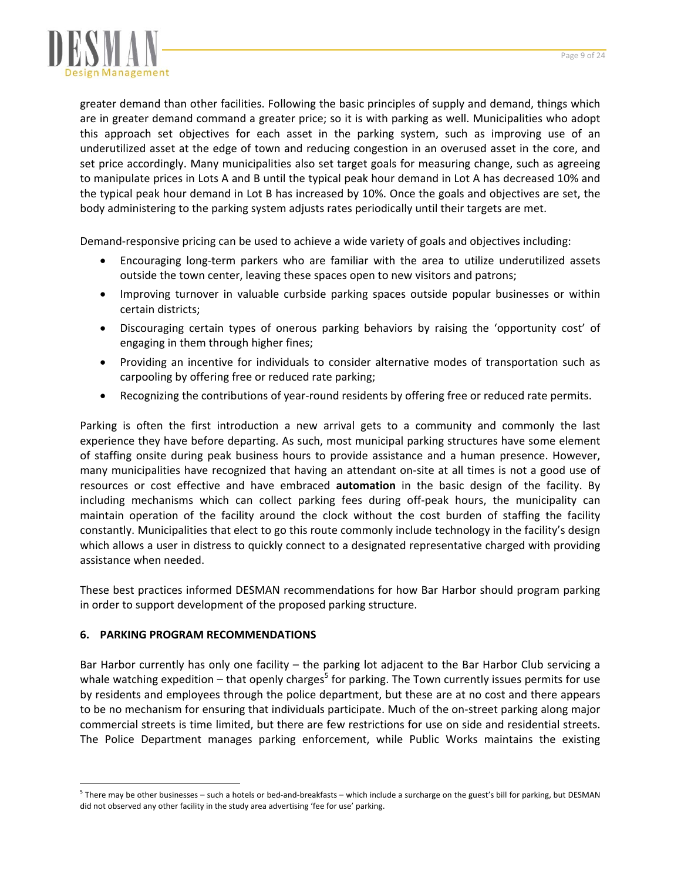greater demand than other facilities. Following the basic principles of supply and demand, things which are in greater demand command a greater price; so it is with parking as well. Municipalities who adopt this approach set objectives for each asset in the parking system, such as improving use of an underutilized asset at the edge of town and reducing congestion in an overused asset in the core, and set price accordingly. Many municipalities also set target goals for measuring change, such as agreeing to manipulate prices in Lots A and B until the typical peak hour demand in Lot A has decreased 10% and the typical peak hour demand in Lot B has increased by 10%. Once the goals and objectives are set, the body administering to the parking system adjusts rates periodically until their targets are met.

Demand-responsive pricing can be used to achieve a wide variety of goals and objectives including:

- Encouraging long-term parkers who are familiar with the area to utilize underutilized assets outside the town center, leaving these spaces open to new visitors and patrons;
- Improving turnover in valuable curbside parking spaces outside popular businesses or within certain districts;
- Discouraging certain types of onerous parking behaviors by raising the 'opportunity cost' of engaging in them through higher fines;
- Providing an incentive for individuals to consider alternative modes of transportation such as carpooling by offering free or reduced rate parking;
- Recognizing the contributions of year-round residents by offering free or reduced rate permits.

Parking is often the first introduction a new arrival gets to a community and commonly the last experience they have before departing. As such, most municipal parking structures have some element of staffing onsite during peak business hours to provide assistance and a human presence. However, many municipalities have recognized that having an attendant on-site at all times is not a good use of resources or cost effective and have embraced **automation** in the basic design of the facility. By including mechanisms which can collect parking fees during off-peak hours, the municipality can maintain operation of the facility around the clock without the cost burden of staffing the facility constantly. Municipalities that elect to go this route commonly include technology in the facility's design which allows a user in distress to quickly connect to a designated representative charged with providing assistance when needed.

These best practices informed DESMAN recommendations for how Bar Harbor should program parking in order to support development of the proposed parking structure.

## 6. PARKING PROGRAM RECOMMENDATIONS

Bar Harbor currently has only one facility – the parking lot adjacent to the Bar Harbor Club servicing a whale watching expedition – that openly charges[5] for parking. The Town currently issues permits for use by residents and employees through the police department, but these are at no cost and there appears to be no mechanism for ensuring that individuals participate. Much of the on-street parking along major commercial streets is time limited, but there are few restrictions for use on side and residential streets. The Police Department manages parking enforcement, while Public Works maintains the existing

[5] There may be other businesses – such a hotels or bed-and-breakfasts – which include a surcharge on the guest's bill for parking, but DESMAN did not observed any other facility in the study area advertising 'fee for use' parking.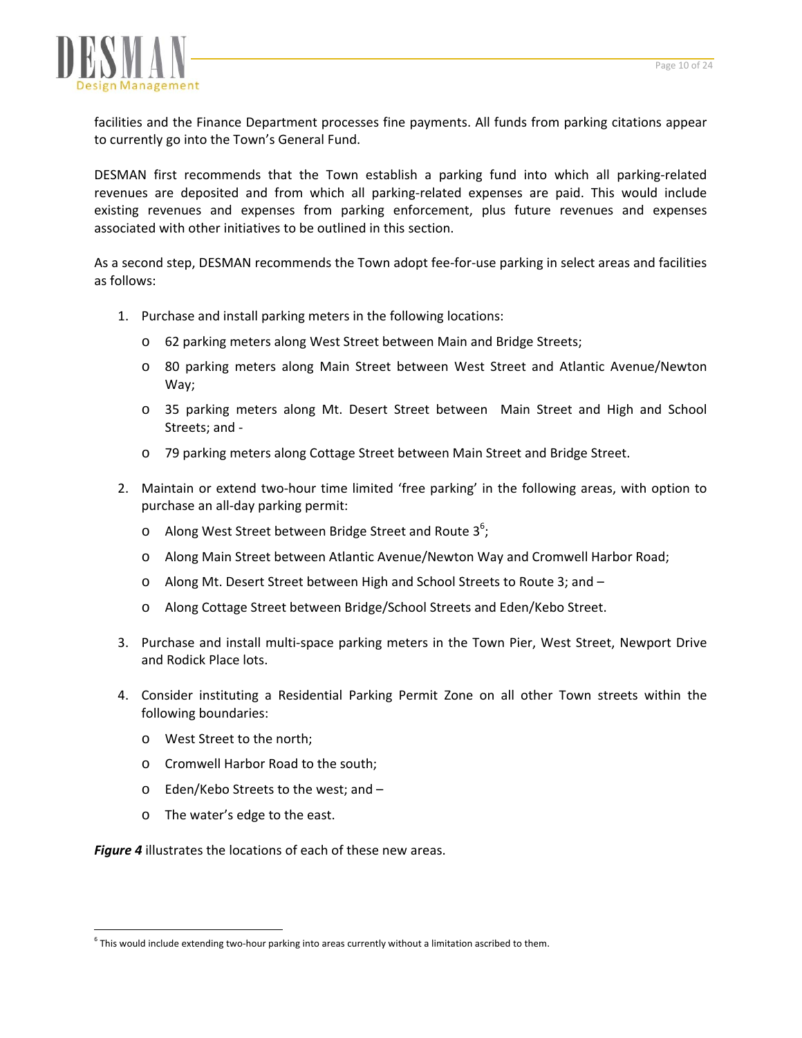facilities and the Finance Department processes fine payments. All funds from parking citations appear to currently go into the Town's General Fund.

DESMAN first recommends that the Town establish a parking fund into which all parking-related revenues are deposited and from which all parking-related expenses are paid. This would include existing revenues and expenses from parking enforcement, plus future revenues and expenses associated with other initiatives to be outlined in this section.

As a second step, DESMAN recommends the Town adopt fee-for-use parking in select areas and facilities as follows:

1. Purchase and install parking meters in the following locations:
   - 62 parking meters along West Street between Main and Bridge Streets;
   - 80 parking meters along Main Street between West Street and Atlantic Avenue/Newton Way;
   - 35 parking meters along Mt. Desert Street between Main Street and High and School Streets; and -
   - 79 parking meters along Cottage Street between Main Street and Bridge Street.

2. Maintain or extend two-hour time limited 'free parking' in the following areas, with option to purchase an all-day parking permit:
   - Along West Street between Bridge Street and Route 3[6];
   - Along Main Street between Atlantic Avenue/Newton Way and Cromwell Harbor Road;
   - Along Mt. Desert Street between High and School Streets to Route 3; and –
   - Along Cottage Street between Bridge/School Streets and Eden/Kebo Street.

3. Purchase and install multi-space parking meters in the Town Pier, West Street, Newport Drive and Rodick Place lots.

4. Consider instituting a Residential Parking Permit Zone on all other Town streets within the following boundaries:
   - West Street to the north;
   - Cromwell Harbor Road to the south;
   - Eden/Kebo Streets to the west; and –
   - The water's edge to the east.

***Figure 4*** illustrates the locations of each of these new areas.

---

[6] This would include extending two-hour parking into areas currently without a limitation ascribed to them.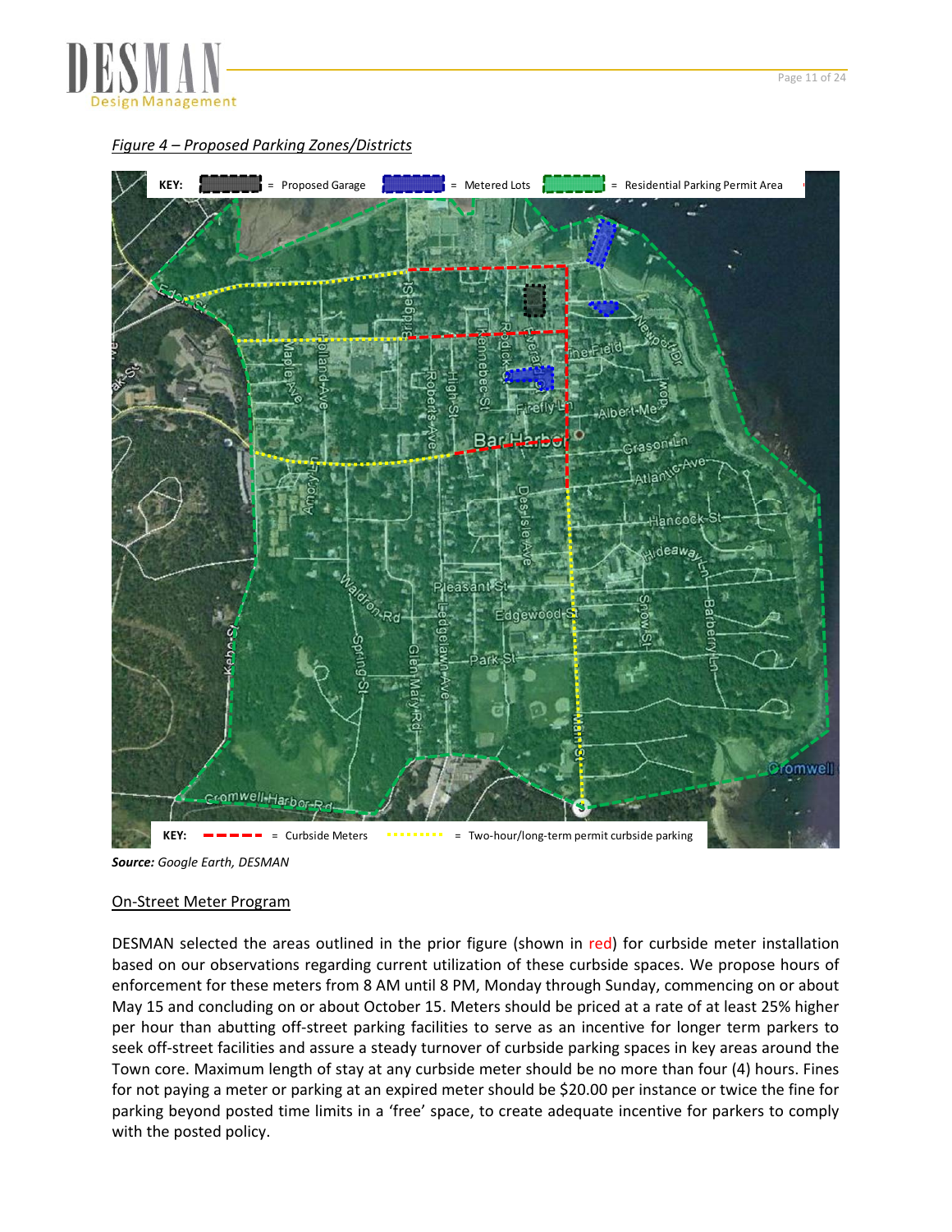*Figure 4 – Proposed Parking Zones/Districts*

KEY: = Proposed Garage = Metered Lots = Residential Parking Permit Area

KEY: = Curbside Meters = Two-hour/long-term permit curbside parking

***Source:*** *Google Earth, DESMAN*

## On-Street Meter Program

DESMAN selected the areas outlined in the prior figure (shown in red) for curbside meter installation based on our observations regarding current utilization of these curbside spaces. We propose hours of enforcement for these meters from 8 AM until 8 PM, Monday through Sunday, commencing on or about May 15 and concluding on or about October 15. Meters should be priced at a rate of at least 25% higher per hour than abutting off-street parking facilities to serve as an incentive for longer term parkers to seek off-street facilities and assure a steady turnover of curbside parking spaces in key areas around the Town core. Maximum length of stay at any curbside meter should be no more than four (4) hours. Fines for not paying a meter or parking at an expired meter should be $20.00 per instance or twice the fine for parking beyond posted time limits in a 'free' space, to create adequate incentive for parkers to comply with the posted policy.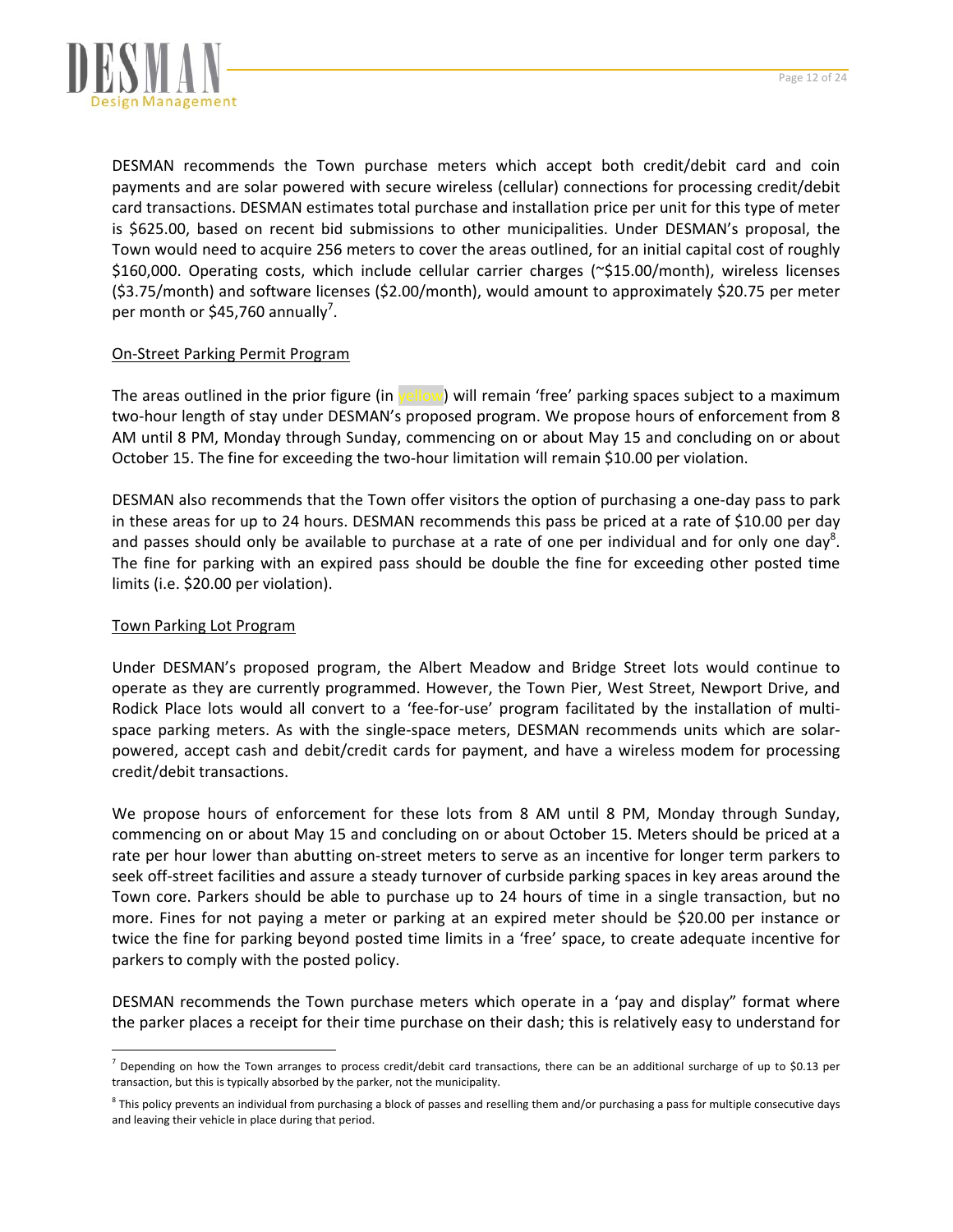DESMAN recommends the Town purchase meters which accept both credit/debit card and coin payments and are solar powered with secure wireless (cellular) connections for processing credit/debit card transactions. DESMAN estimates total purchase and installation price per unit for this type of meter is $625.00, based on recent bid submissions to other municipalities. Under DESMAN's proposal, the Town would need to acquire 256 meters to cover the areas outlined, for an initial capital cost of roughly $160,000. Operating costs, which include cellular carrier charges (~$15.00/month), wireless licenses ($3.75/month) and software licenses ($2.00/month), would amount to approximately $20.75 per meter per month or $45,760 annually[7].

On-Street Parking Permit Program

The areas outlined in the prior figure (in yellow) will remain 'free' parking spaces subject to a maximum two-hour length of stay under DESMAN's proposed program. We propose hours of enforcement from 8 AM until 8 PM, Monday through Sunday, commencing on or about May 15 and concluding on or about October 15. The fine for exceeding the two-hour limitation will remain $10.00 per violation.

DESMAN also recommends that the Town offer visitors the option of purchasing a one-day pass to park in these areas for up to 24 hours. DESMAN recommends this pass be priced at a rate of $10.00 per day and passes should only be available to purchase at a rate of one per individual and for only one day[8]. The fine for parking with an expired pass should be double the fine for exceeding other posted time limits (i.e. $20.00 per violation).

Town Parking Lot Program

Under DESMAN's proposed program, the Albert Meadow and Bridge Street lots would continue to operate as they are currently programmed. However, the Town Pier, West Street, Newport Drive, and Rodick Place lots would all convert to a 'fee-for-use' program facilitated by the installation of multi-space parking meters. As with the single-space meters, DESMAN recommends units which are solar-powered, accept cash and debit/credit cards for payment, and have a wireless modem for processing credit/debit transactions.

We propose hours of enforcement for these lots from 8 AM until 8 PM, Monday through Sunday, commencing on or about May 15 and concluding on or about October 15. Meters should be priced at a rate per hour lower than abutting on-street meters to serve as an incentive for longer term parkers to seek off-street facilities and assure a steady turnover of curbside parking spaces in key areas around the Town core. Parkers should be able to purchase up to 24 hours of time in a single transaction, but no more. Fines for not paying a meter or parking at an expired meter should be $20.00 per instance or twice the fine for parking beyond posted time limits in a 'free' space, to create adequate incentive for parkers to comply with the posted policy.

DESMAN recommends the Town purchase meters which operate in a 'pay and display" format where the parker places a receipt for their time purchase on their dash; this is relatively easy to understand for

---

[7] Depending on how the Town arranges to process credit/debit card transactions, there can be an additional surcharge of up to $0.13 per transaction, but this is typically absorbed by the parker, not the municipality.

[8] This policy prevents an individual from purchasing a block of passes and reselling them and/or purchasing a pass for multiple consecutive days and leaving their vehicle in place during that period.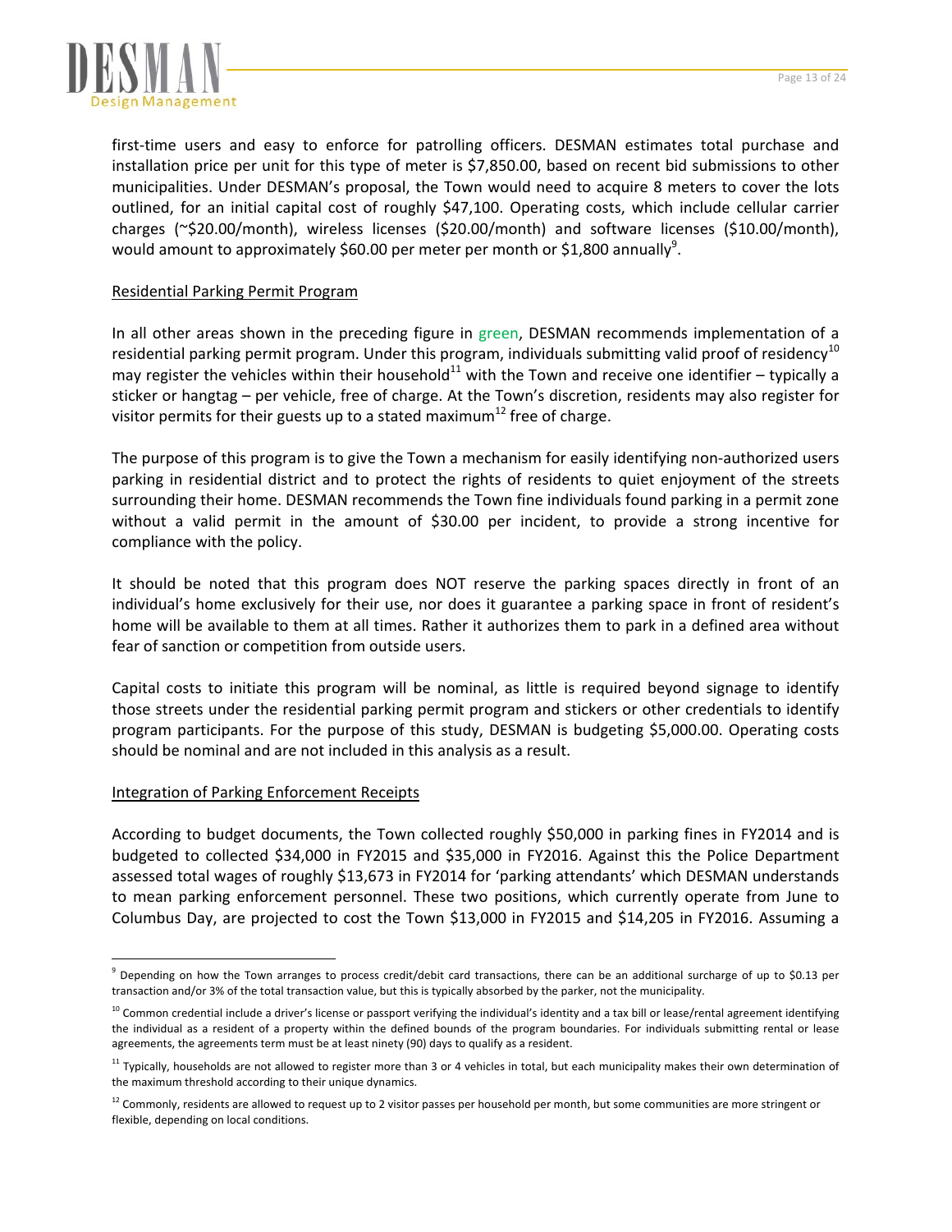first-time users and easy to enforce for patrolling officers. DESMAN estimates total purchase and installation price per unit for this type of meter is $7,850.00, based on recent bid submissions to other municipalities. Under DESMAN's proposal, the Town would need to acquire 8 meters to cover the lots outlined, for an initial capital cost of roughly $47,100. Operating costs, which include cellular carrier charges (~$20.00/month), wireless licenses ($20.00/month) and software licenses ($10.00/month), would amount to approximately $60.00 per meter per month or $1,800 annually[9].

<u>Residential Parking Permit Program</u>

In all other areas shown in the preceding figure in green, DESMAN recommends implementation of a residential parking permit program. Under this program, individuals submitting valid proof of residency[10] may register the vehicles within their household[11] with the Town and receive one identifier – typically a sticker or hangtag – per vehicle, free of charge. At the Town's discretion, residents may also register for visitor permits for their guests up to a stated maximum[12] free of charge.

The purpose of this program is to give the Town a mechanism for easily identifying non-authorized users parking in residential district and to protect the rights of residents to quiet enjoyment of the streets surrounding their home. DESMAN recommends the Town fine individuals found parking in a permit zone without a valid permit in the amount of $30.00 per incident, to provide a strong incentive for compliance with the policy.

It should be noted that this program does NOT reserve the parking spaces directly in front of an individual's home exclusively for their use, nor does it guarantee a parking space in front of resident's home will be available to them at all times. Rather it authorizes them to park in a defined area without fear of sanction or competition from outside users.

Capital costs to initiate this program will be nominal, as little is required beyond signage to identify those streets under the residential parking permit program and stickers or other credentials to identify program participants. For the purpose of this study, DESMAN is budgeting $5,000.00. Operating costs should be nominal and are not included in this analysis as a result.

<u>Integration of Parking Enforcement Receipts</u>

According to budget documents, the Town collected roughly $50,000 in parking fines in FY2014 and is budgeted to collected $34,000 in FY2015 and $35,000 in FY2016. Against this the Police Department assessed total wages of roughly $13,673 in FY2014 for 'parking attendants' which DESMAN understands to mean parking enforcement personnel. These two positions, which currently operate from June to Columbus Day, are projected to cost the Town $13,000 in FY2015 and $14,205 in FY2016. Assuming a

---

[9] Depending on how the Town arranges to process credit/debit card transactions, there can be an additional surcharge of up to $0.13 per transaction and/or 3% of the total transaction value, but this is typically absorbed by the parker, not the municipality.

[10] Common credential include a driver's license or passport verifying the individual's identity and a tax bill or lease/rental agreement identifying the individual as a resident of a property within the defined bounds of the program boundaries. For individuals submitting rental or lease agreements, the agreements term must be at least ninety (90) days to qualify as a resident.

[11] Typically, households are not allowed to register more than 3 or 4 vehicles in total, but each municipality makes their own determination of the maximum threshold according to their unique dynamics.

[12] Commonly, residents are allowed to request up to 2 visitor passes per household per month, but some communities are more stringent or flexible, depending on local conditions.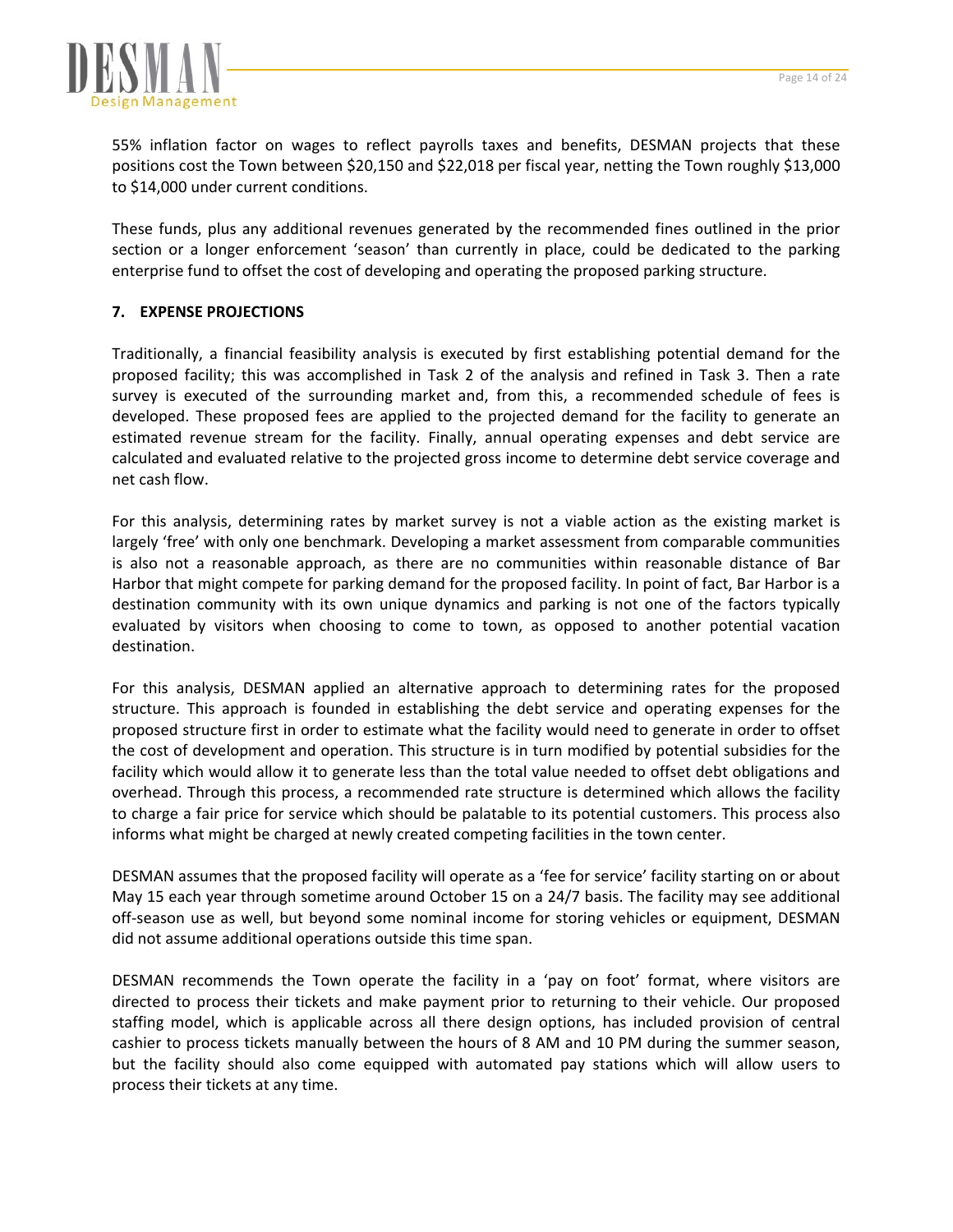55% inflation factor on wages to reflect payrolls taxes and benefits, DESMAN projects that these positions cost the Town between $20,150 and $22,018 per fiscal year, netting the Town roughly $13,000 to $14,000 under current conditions.

These funds, plus any additional revenues generated by the recommended fines outlined in the prior section or a longer enforcement 'season' than currently in place, could be dedicated to the parking enterprise fund to offset the cost of developing and operating the proposed parking structure.

## 7. EXPENSE PROJECTIONS

Traditionally, a financial feasibility analysis is executed by first establishing potential demand for the proposed facility; this was accomplished in Task 2 of the analysis and refined in Task 3. Then a rate survey is executed of the surrounding market and, from this, a recommended schedule of fees is developed. These proposed fees are applied to the projected demand for the facility to generate an estimated revenue stream for the facility. Finally, annual operating expenses and debt service are calculated and evaluated relative to the projected gross income to determine debt service coverage and net cash flow.

For this analysis, determining rates by market survey is not a viable action as the existing market is largely 'free' with only one benchmark. Developing a market assessment from comparable communities is also not a reasonable approach, as there are no communities within reasonable distance of Bar Harbor that might compete for parking demand for the proposed facility. In point of fact, Bar Harbor is a destination community with its own unique dynamics and parking is not one of the factors typically evaluated by visitors when choosing to come to town, as opposed to another potential vacation destination.

For this analysis, DESMAN applied an alternative approach to determining rates for the proposed structure. This approach is founded in establishing the debt service and operating expenses for the proposed structure first in order to estimate what the facility would need to generate in order to offset the cost of development and operation. This structure is in turn modified by potential subsidies for the facility which would allow it to generate less than the total value needed to offset debt obligations and overhead. Through this process, a recommended rate structure is determined which allows the facility to charge a fair price for service which should be palatable to its potential customers. This process also informs what might be charged at newly created competing facilities in the town center.

DESMAN assumes that the proposed facility will operate as a 'fee for service' facility starting on or about May 15 each year through sometime around October 15 on a 24/7 basis. The facility may see additional off-season use as well, but beyond some nominal income for storing vehicles or equipment, DESMAN did not assume additional operations outside this time span.

DESMAN recommends the Town operate the facility in a 'pay on foot' format, where visitors are directed to process their tickets and make payment prior to returning to their vehicle. Our proposed staffing model, which is applicable across all there design options, has included provision of central cashier to process tickets manually between the hours of 8 AM and 10 PM during the summer season, but the facility should also come equipped with automated pay stations which will allow users to process their tickets at any time.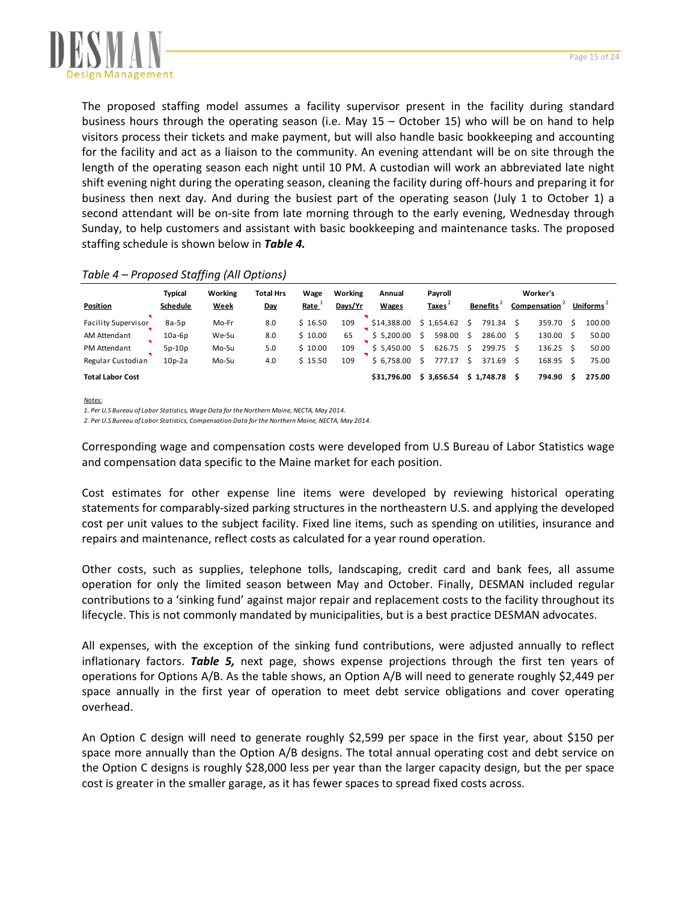The proposed staffing model assumes a facility supervisor present in the facility during standard business hours through the operating season (i.e. May 15 – October 15) who will be on hand to help visitors process their tickets and make payment, but will also handle basic bookkeeping and accounting for the facility and act as a liaison to the community. An evening attendant will be on site through the length of the operating season each night until 10 PM. A custodian will work an abbreviated late night shift evening night during the operating season, cleaning the facility during off-hours and preparing it for business then next day. And during the busiest part of the operating season (July 1 to October 1) a second attendant will be on-site from late morning through to the early evening, Wednesday through Sunday, to help customers and assistant with basic bookkeeping and maintenance tasks. The proposed staffing schedule is shown below in ***Table 4.***

*Table 4 – Proposed Staffing (All Options)*

| Position | Typical Schedule | Working Week | Total Hrs Day | Wage Rate [1] | Working Days/Yr | Annual Wages | Payroll Taxes [2] | Benefits [2] | Worker's Compensation [2] | Uniforms [2] |
|---|---|---|---|---|---|---|---|---|---|---|
| Facility Supervisor | 8a-5p | Mo-Fr | 8.0 | $ 16.50 | 109 | $14,388.00 | $ 1,654.62 | $ 791.34 | $ 359.70 | $ 100.00 |
| AM Attendant | 10a-6p | We-Su | 8.0 | $ 10.00 | 65 | $ 5,200.00 | $ 598.00 | $ 286.00 | $ 130.00 | $ 50.00 |
| PM Attendant | 5p-10p | Mo-Su | 5.0 | $ 10.00 | 109 | $ 5,450.00 | $ 626.75 | $ 299.75 | $ 136.25 | $ 50.00 |
| Regular Custodian | 10p-2a | Mo-Su | 4.0 | $ 15.50 | 109 | $ 6,758.00 | $ 777.17 | $ 371.69 | $ 168.95 | $ 75.00 |
| **Total Labor Cost** | | | | | | **$31,796.00** | **$ 3,656.54** | **$ 1,748.78** | **$ 794.90** | **$ 275.00** |

*Notes:*

*1. Per U.S Bureau of Labor Statistics, Wage Data for the Northern Maine, NECTA, May 2014.*

*2. Per U.S Bureau of Labor Statistics, Compensation Data for the Northern Maine, NECTA, May 2014.*

Corresponding wage and compensation costs were developed from U.S Bureau of Labor Statistics wage and compensation data specific to the Maine market for each position.

Cost estimates for other expense line items were developed by reviewing historical operating statements for comparably-sized parking structures in the northeastern U.S. and applying the developed cost per unit values to the subject facility. Fixed line items, such as spending on utilities, insurance and repairs and maintenance, reflect costs as calculated for a year round operation.

Other costs, such as supplies, telephone tolls, landscaping, credit card and bank fees, all assume operation for only the limited season between May and October. Finally, DESMAN included regular contributions to a 'sinking fund' against major repair and replacement costs to the facility throughout its lifecycle. This is not commonly mandated by municipalities, but is a best practice DESMAN advocates.

All expenses, with the exception of the sinking fund contributions, were adjusted annually to reflect inflationary factors. ***Table 5,*** next page, shows expense projections through the first ten years of operations for Options A/B. As the table shows, an Option A/B will need to generate roughly $2,449 per space annually in the first year of operation to meet debt service obligations and cover operating overhead.

An Option C design will need to generate roughly $2,599 per space in the first year, about $150 per space more annually than the Option A/B designs. The total annual operating cost and debt service on the Option C designs is roughly $28,000 less per year than the larger capacity design, but the per space cost is greater in the smaller garage, as it has fewer spaces to spread fixed costs across.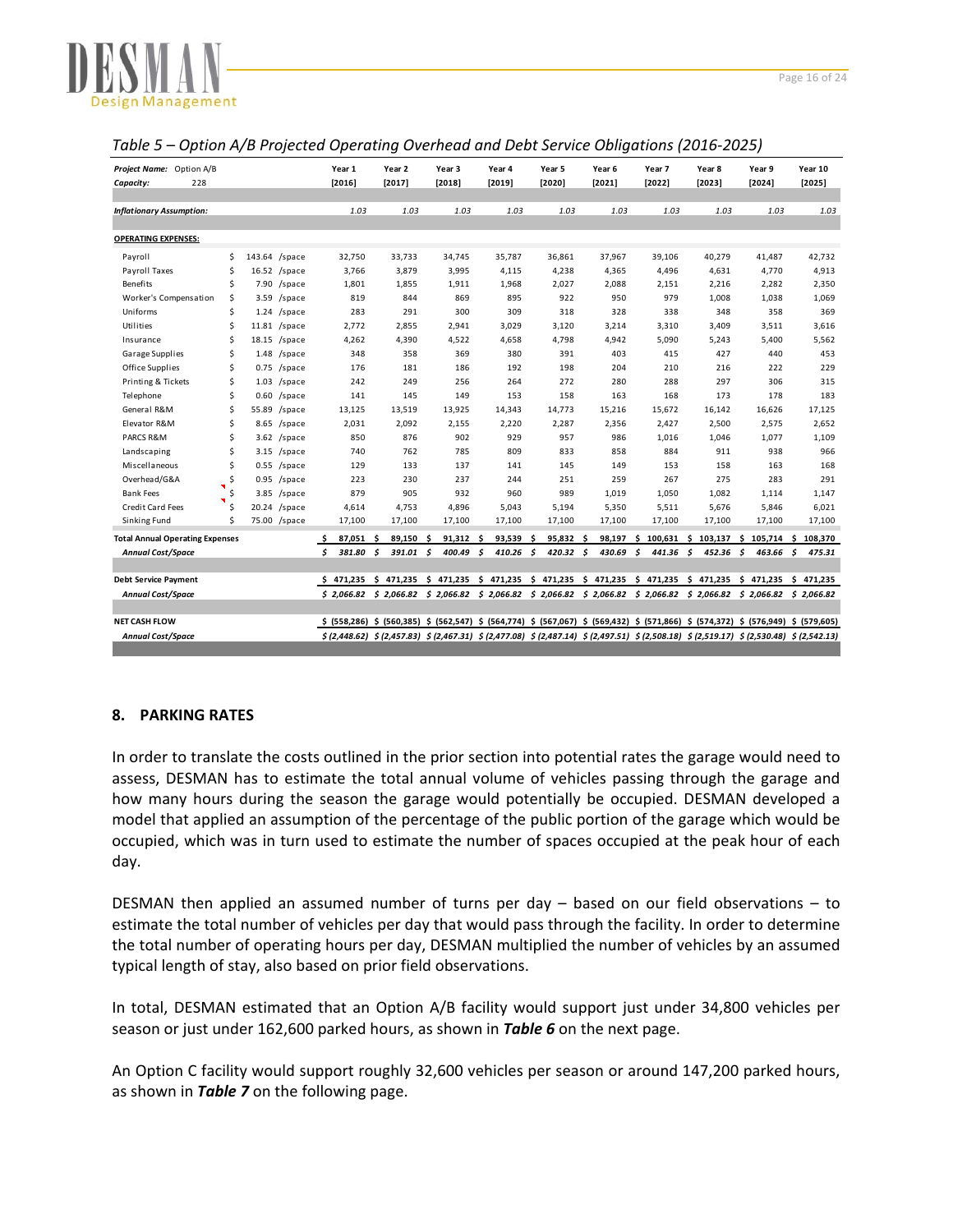*Table 5 – Option A/B Projected Operating Overhead and Debt Service Obligations (2016-2025)*

| Project Name: Option A/B | | Year 1 | Year 2 | Year 3 | Year 4 | Year 5 | Year 6 | Year 7 | Year 8 | Year 9 | Year 10 |
|---|---|---|---|---|---|---|---|---|---|---|---|
| Capacity: 228 | | [2016] | [2017] | [2018] | [2019] | [2020] | [2021] | [2022] | [2023] | [2024] | [2025] |
| *Inflationary Assumption:* | | 1.03 | 1.03 | 1.03 | 1.03 | 1.03 | 1.03 | 1.03 | 1.03 | 1.03 | 1.03 |
| **OPERATING EXPENSES:** | | | | | | | | | | | |
| Payroll | $ 143.64 /space | 32,750 | 33,733 | 34,745 | 35,787 | 36,861 | 37,967 | 39,106 | 40,279 | 41,487 | 42,732 |
| Payroll Taxes | $ 16.52 /space | 3,766 | 3,879 | 3,995 | 4,115 | 4,238 | 4,365 | 4,496 | 4,631 | 4,770 | 4,913 |
| Benefits | $ 7.90 /space | 1,801 | 1,855 | 1,911 | 1,968 | 2,027 | 2,088 | 2,151 | 2,216 | 2,282 | 2,350 |
| Worker's Compensation | $ 3.59 /space | 819 | 844 | 869 | 895 | 922 | 950 | 979 | 1,008 | 1,038 | 1,069 |
| Uniforms | $ 1.24 /space | 283 | 291 | 300 | 309 | 318 | 328 | 338 | 348 | 358 | 369 |
| Utilities | $ 11.81 /space | 2,772 | 2,855 | 2,941 | 3,029 | 3,120 | 3,214 | 3,310 | 3,409 | 3,511 | 3,616 |
| Insurance | $ 18.15 /space | 4,262 | 4,390 | 4,522 | 4,658 | 4,798 | 4,942 | 5,090 | 5,243 | 5,400 | 5,562 |
| Garage Supplies | $ 1.48 /space | 348 | 358 | 369 | 380 | 391 | 403 | 415 | 427 | 440 | 453 |
| Office Supplies | $ 0.75 /space | 176 | 181 | 186 | 192 | 198 | 204 | 210 | 216 | 222 | 229 |
| Printing & Tickets | $ 1.03 /space | 242 | 249 | 256 | 264 | 272 | 280 | 288 | 297 | 306 | 315 |
| Telephone | $ 0.60 /space | 141 | 145 | 149 | 153 | 158 | 163 | 168 | 173 | 178 | 183 |
| General R&M | $ 55.89 /space | 13,125 | 13,519 | 13,925 | 14,343 | 14,773 | 15,216 | 15,672 | 16,142 | 16,626 | 17,125 |
| Elevator R&M | $ 8.65 /space | 2,031 | 2,092 | 2,155 | 2,220 | 2,287 | 2,356 | 2,427 | 2,500 | 2,575 | 2,652 |
| PARCS R&M | $ 3.62 /space | 850 | 876 | 902 | 929 | 957 | 986 | 1,016 | 1,046 | 1,077 | 1,109 |
| Landscaping | $ 3.15 /space | 740 | 762 | 785 | 809 | 833 | 858 | 884 | 911 | 938 | 966 |
| Miscellaneous | $ 0.55 /space | 129 | 133 | 137 | 141 | 145 | 149 | 153 | 158 | 163 | 168 |
| Overhead/G&A | $ 0.95 /space | 223 | 230 | 237 | 244 | 251 | 259 | 267 | 275 | 283 | 291 |
| Bank Fees | $ 3.85 /space | 879 | 905 | 932 | 960 | 989 | 1,019 | 1,050 | 1,082 | 1,114 | 1,147 |
| Credit Card Fees | $ 20.24 /space | 4,614 | 4,753 | 4,896 | 5,043 | 5,194 | 5,350 | 5,511 | 5,676 | 5,846 | 6,021 |
| Sinking Fund | $ 75.00 /space | 17,100 | 17,100 | 17,100 | 17,100 | 17,100 | 17,100 | 17,100 | 17,100 | 17,100 | 17,100 |
| **Total Annual Operating Expenses** | | **$ 87,051** | **$ 89,150** | **$ 91,312** | **$ 93,539** | **$ 95,832** | **$ 98,197** | **$ 100,631** | **$ 103,137** | **$ 105,714** | **$ 108,370** |
| ***Annual Cost/Space*** | | ***$ 381.80*** | ***$ 391.01*** | ***$ 400.49*** | ***$ 410.26*** | ***$ 420.32*** | ***$ 430.69*** | ***$ 441.36*** | ***$ 452.36*** | ***$ 463.66*** | ***$ 475.31*** |
| **Debt Service Payment** | | **$ 471,235** | **$ 471,235** | **$ 471,235** | **$ 471,235** | **$ 471,235** | **$ 471,235** | **$ 471,235** | **$ 471,235** | **$ 471,235** | **$ 471,235** |
| ***Annual Cost/Space*** | | ***$ 2,066.82*** | ***$ 2,066.82*** | ***$ 2,066.82*** | ***$ 2,066.82*** | ***$ 2,066.82*** | ***$ 2,066.82*** | ***$ 2,066.82*** | ***$ 2,066.82*** | ***$ 2,066.82*** | ***$ 2,066.82*** |
| **NET CASH FLOW** | | **$ (558,286)** | **$ (560,385)** | **$ (562,547)** | **$ (564,774)** | **$ (567,067)** | **$ (569,432)** | **$ (571,866)** | **$ (574,372)** | **$ (576,949)** | **$ (579,605)** |
| ***Annual Cost/Space*** | | ***$ (2,448.62)*** | ***$ (2,457.83)*** | ***$ (2,467.31)*** | ***$ (2,477.08)*** | ***$ (2,487.14)*** | ***$ (2,497.51)*** | ***$ (2,508.18)*** | ***$ (2,519.17)*** | ***$ (2,530.48)*** | ***$ (2,542.13)*** |

## 8. PARKING RATES

In order to translate the costs outlined in the prior section into potential rates the garage would need to assess, DESMAN has to estimate the total annual volume of vehicles passing through the garage and how many hours during the season the garage would potentially be occupied. DESMAN developed a model that applied an assumption of the percentage of the public portion of the garage which would be occupied, which was in turn used to estimate the number of spaces occupied at the peak hour of each day.

DESMAN then applied an assumed number of turns per day – based on our field observations – to estimate the total number of vehicles per day that would pass through the facility. In order to determine the total number of operating hours per day, DESMAN multiplied the number of vehicles by an assumed typical length of stay, also based on prior field observations.

In total, DESMAN estimated that an Option A/B facility would support just under 34,800 vehicles per season or just under 162,600 parked hours, as shown in ***Table 6*** on the next page.

An Option C facility would support roughly 32,600 vehicles per season or around 147,200 parked hours, as shown in ***Table 7*** on the following page.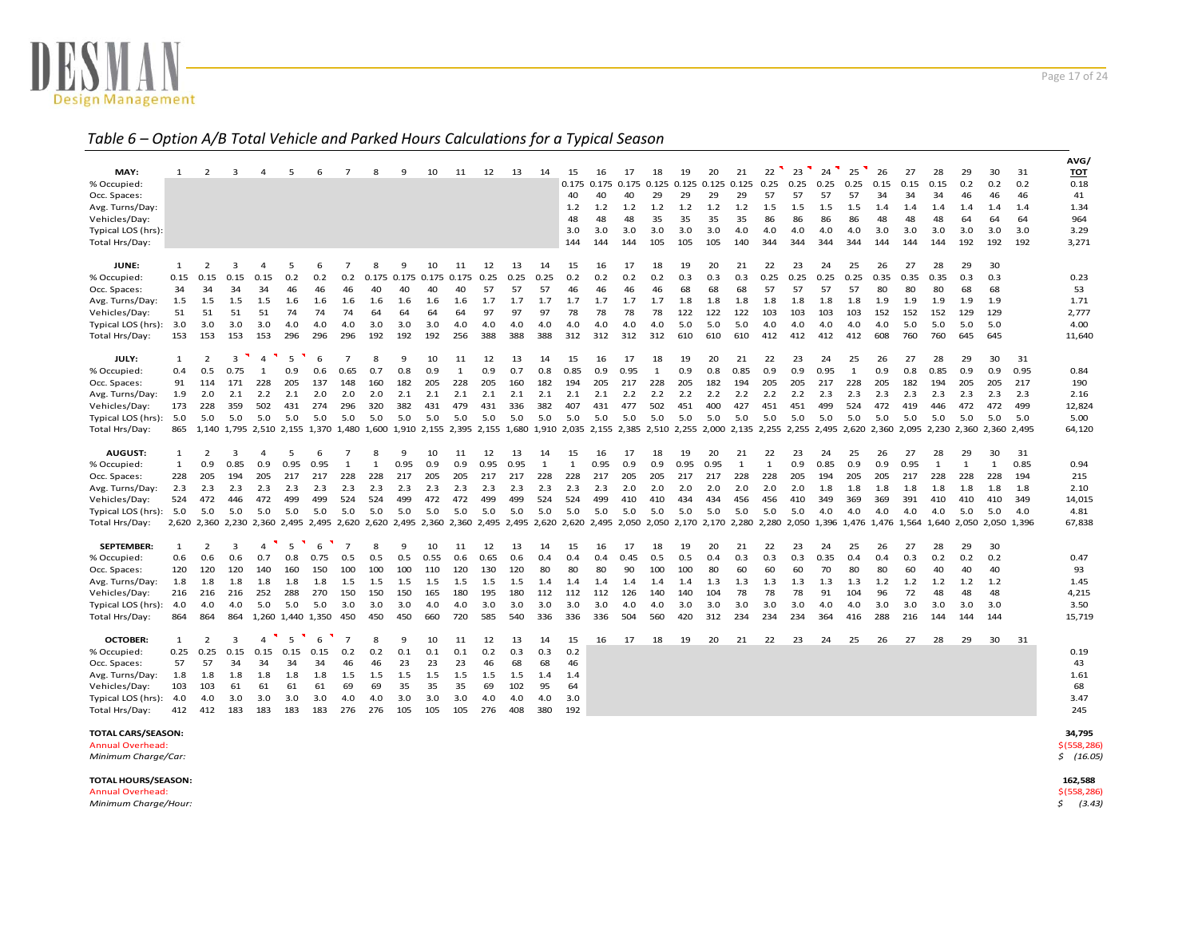*Table 6 – Option A/B Total Vehicle and Parked Hours Calculations for a Typical Season*

| | | | | | | | | | | | | | | | | | | | | | | | | | | | | | | | | AVG/ TOT |
|---|---|---|---|---|---|---|---|---|---|---|---|---|---|---|---|---|---|---|---|---|---|---|---|---|---|---|---|---|---|---|---|---|
| **MAY:** | 1 | 2 | 3 | 4 | 5 | 6 | 7 | 8 | 9 | 10 | 11 | 12 | 13 | 14 | 15 | 16 | 17 | 18 | 19 | 20 | 21 | 22 | 23 | 24 | 25 | 26 | 27 | 28 | 29 | 30 | 31 | |
| % Occupied: | | | | | | | | | | | | | | | 0.175 | 0.175 | 0.175 | 0.125 | 0.125 | 0.125 | 0.125 | 0.25 | 0.25 | 0.25 | 0.25 | 0.15 | 0.15 | 0.15 | 0.2 | 0.2 | 0.2 | 0.18 |
| Occ. Spaces: | | | | | | | | | | | | | | | 40 | 40 | 40 | 29 | 29 | 29 | 29 | 57 | 57 | 57 | 57 | 34 | 34 | 34 | 46 | 46 | 46 | 41 |
| Avg. Turns/Day: | | | | | | | | | | | | | | | 1.2 | 1.2 | 1.2 | 1.2 | 1.2 | 1.2 | 1.2 | 1.5 | 1.5 | 1.5 | 1.5 | 1.4 | 1.4 | 1.4 | 1.4 | 1.4 | 1.4 | 1.34 |
| Vehicles/Day: | | | | | | | | | | | | | | | 48 | 48 | 48 | 35 | 35 | 35 | 35 | 86 | 86 | 86 | 86 | 48 | 48 | 48 | 64 | 64 | 64 | 964 |
| Typical LOS (hrs): | | | | | | | | | | | | | | | 3.0 | 3.0 | 3.0 | 3.0 | 3.0 | 3.0 | 4.0 | 4.0 | 4.0 | 4.0 | 4.0 | 3.0 | 3.0 | 3.0 | 3.0 | 3.0 | 3.0 | 3.29 |
| Total Hrs/Day: | | | | | | | | | | | | | | | 144 | 144 | 144 | 105 | 105 | 105 | 140 | 344 | 344 | 344 | 344 | 144 | 144 | 144 | 192 | 192 | 192 | 3,271 |
| **JUNE:** | 1 | 2 | 3 | 4 | 5 | 6 | 7 | 8 | 9 | 10 | 11 | 12 | 13 | 14 | 15 | 16 | 17 | 18 | 19 | 20 | 21 | 22 | 23 | 24 | 25 | 26 | 27 | 28 | 29 | 30 | | |
| % Occupied: | 0.15 | 0.15 | 0.15 | 0.15 | 0.2 | 0.2 | 0.2 | 0.175 | 0.175 | 0.175 | 0.175 | 0.25 | 0.25 | 0.25 | 0.2 | 0.2 | 0.2 | 0.2 | 0.3 | 0.3 | 0.3 | 0.25 | 0.25 | 0.25 | 0.25 | 0.35 | 0.35 | 0.35 | 0.3 | 0.3 | | 0.23 |
| Occ. Spaces: | 34 | 34 | 34 | 34 | 46 | 46 | 46 | 40 | 40 | 40 | 40 | 57 | 57 | 57 | 46 | 46 | 46 | 46 | 68 | 68 | 68 | 57 | 57 | 57 | 57 | 80 | 80 | 80 | 68 | 68 | | 53 |
| Avg. Turns/Day: | 1.5 | 1.5 | 1.5 | 1.5 | 1.6 | 1.6 | 1.6 | 1.6 | 1.6 | 1.6 | 1.6 | 1.7 | 1.7 | 1.7 | 1.7 | 1.7 | 1.7 | 1.7 | 1.8 | 1.8 | 1.8 | 1.8 | 1.8 | 1.8 | 1.8 | 1.9 | 1.9 | 1.9 | 1.9 | 1.9 | | 1.71 |
| Vehicles/Day: | 51 | 51 | 51 | 51 | 74 | 74 | 74 | 64 | 64 | 64 | 64 | 97 | 97 | 97 | 78 | 78 | 78 | 78 | 122 | 122 | 122 | 103 | 103 | 103 | 103 | 152 | 152 | 152 | 129 | 129 | | 2,777 |
| Typical LOS (hrs): | 3.0 | 3.0 | 3.0 | 3.0 | 4.0 | 4.0 | 4.0 | 3.0 | 3.0 | 3.0 | 4.0 | 4.0 | 4.0 | 4.0 | 4.0 | 4.0 | 4.0 | 4.0 | 5.0 | 5.0 | 5.0 | 4.0 | 4.0 | 4.0 | 4.0 | 4.0 | 5.0 | 5.0 | 5.0 | 5.0 | | 4.00 |
| Total Hrs/Day: | 153 | 153 | 153 | 153 | 296 | 296 | 296 | 192 | 192 | 192 | 256 | 388 | 388 | 388 | 312 | 312 | 312 | 312 | 610 | 610 | 610 | 412 | 412 | 412 | 412 | 608 | 760 | 760 | 645 | 645 | | 11,640 |
| **JULY:** | 1 | 2 | 3 | 4 | 5 | 6 | 7 | 8 | 9 | 10 | 11 | 12 | 13 | 14 | 15 | 16 | 17 | 18 | 19 | 20 | 21 | 22 | 23 | 24 | 25 | 26 | 27 | 28 | 29 | 30 | 31 | |
| % Occupied: | 0.4 | 0.5 | 0.75 | 1 | 0.9 | 0.6 | 0.65 | 0.7 | 0.8 | 0.9 | 1 | 0.9 | 0.7 | 0.8 | 0.85 | 0.9 | 0.95 | 1 | 0.9 | 0.8 | 0.85 | 0.9 | 0.9 | 0.95 | 1 | 0.9 | 0.8 | 0.85 | 0.9 | 0.9 | 0.95 | 0.84 |
| Occ. Spaces: | 91 | 114 | 171 | 228 | 205 | 137 | 148 | 160 | 182 | 205 | 228 | 205 | 160 | 182 | 194 | 205 | 217 | 228 | 205 | 182 | 194 | 205 | 205 | 217 | 228 | 205 | 182 | 194 | 205 | 205 | 217 | 190 |
| Avg. Turns/Day: | 1.9 | 2.0 | 2.1 | 2.2 | 2.1 | 2.0 | 2.0 | 2.0 | 2.1 | 2.1 | 2.1 | 2.1 | 2.1 | 2.1 | 2.1 | 2.1 | 2.2 | 2.2 | 2.2 | 2.2 | 2.2 | 2.2 | 2.2 | 2.3 | 2.3 | 2.3 | 2.3 | 2.3 | 2.3 | 2.3 | 2.3 | 2.16 |
| Vehicles/Day: | 173 | 228 | 359 | 502 | 431 | 274 | 296 | 320 | 382 | 431 | 479 | 431 | 336 | 382 | 407 | 431 | 477 | 502 | 451 | 400 | 427 | 451 | 451 | 499 | 524 | 472 | 419 | 446 | 472 | 472 | 499 | 12,824 |
| Typical LOS (hrs): | 5.0 | 5.0 | 5.0 | 5.0 | 5.0 | 5.0 | 5.0 | 5.0 | 5.0 | 5.0 | 5.0 | 5.0 | 5.0 | 5.0 | 5.0 | 5.0 | 5.0 | 5.0 | 5.0 | 5.0 | 5.0 | 5.0 | 5.0 | 5.0 | 5.0 | 5.0 | 5.0 | 5.0 | 5.0 | 5.0 | 5.0 | 5.00 |
| Total Hrs/Day: | 865 | 1,140 | 1,795 | 2,510 | 2,155 | 1,370 | 1,480 | 1,600 | 1,910 | 2,155 | 2,395 | 2,155 | 1,680 | 1,910 | 2,035 | 2,155 | 2,385 | 2,510 | 2,255 | 2,000 | 2,135 | 2,255 | 2,255 | 2,495 | 2,620 | 2,360 | 2,095 | 2,230 | 2,360 | 2,360 | 2,495 | 64,120 |
| **AUGUST:** | 1 | 2 | 3 | 4 | 5 | 6 | 7 | 8 | 9 | 10 | 11 | 12 | 13 | 14 | 15 | 16 | 17 | 18 | 19 | 20 | 21 | 22 | 23 | 24 | 25 | 26 | 27 | 28 | 29 | 30 | 31 | |
| % Occupied: | 1 | 0.9 | 0.85 | 0.9 | 0.95 | 0.95 | 1 | 1 | 0.95 | 0.9 | 0.9 | 0.95 | 0.95 | 1 | 1 | 0.95 | 0.9 | 0.9 | 0.95 | 0.95 | 1 | 1 | 0.9 | 0.85 | 0.9 | 0.9 | 0.95 | 1 | 1 | 1 | 0.85 | 0.94 |
| Occ. Spaces: | 228 | 205 | 194 | 205 | 217 | 217 | 228 | 228 | 217 | 205 | 205 | 217 | 217 | 228 | 228 | 217 | 205 | 205 | 217 | 217 | 228 | 228 | 205 | 194 | 205 | 205 | 217 | 228 | 228 | 228 | 194 | 215 |
| Avg. Turns/Day: | 2.3 | 2.3 | 2.3 | 2.3 | 2.3 | 2.3 | 2.3 | 2.3 | 2.3 | 2.3 | 2.3 | 2.3 | 2.3 | 2.3 | 2.3 | 2.3 | 2.0 | 2.0 | 2.0 | 2.0 | 2.0 | 2.0 | 2.0 | 1.8 | 1.8 | 1.8 | 1.8 | 1.8 | 1.8 | 1.8 | 1.8 | 2.10 |
| Vehicles/Day: | 524 | 472 | 446 | 472 | 499 | 499 | 524 | 524 | 499 | 472 | 472 | 499 | 499 | 524 | 524 | 499 | 410 | 410 | 434 | 434 | 456 | 456 | 410 | 349 | 369 | 369 | 391 | 410 | 410 | 410 | 349 | 14,015 |
| Typical LOS (hrs): | 5.0 | 5.0 | 5.0 | 5.0 | 5.0 | 5.0 | 5.0 | 5.0 | 5.0 | 5.0 | 5.0 | 5.0 | 5.0 | 5.0 | 5.0 | 5.0 | 5.0 | 5.0 | 5.0 | 5.0 | 5.0 | 5.0 | 5.0 | 4.0 | 4.0 | 4.0 | 4.0 | 4.0 | 5.0 | 5.0 | 4.0 | 4.81 |
| Total Hrs/Day: | 2,620 | 2,360 | 2,230 | 2,360 | 2,495 | 2,495 | 2,620 | 2,620 | 2,495 | 2,360 | 2,360 | 2,495 | 2,495 | 2,620 | 2,620 | 2,495 | 2,050 | 2,050 | 2,170 | 2,170 | 2,280 | 2,280 | 2,050 | 1,396 | 1,476 | 1,476 | 1,564 | 1,640 | 2,050 | 2,050 | 1,396 | 67,838 |
| **SEPTEMBER:** | 1 | 2 | 3 | 4 | 5 | 6 | 7 | 8 | 9 | 10 | 11 | 12 | 13 | 14 | 15 | 16 | 17 | 18 | 19 | 20 | 21 | 22 | 23 | 24 | 25 | 26 | 27 | 28 | 29 | 30 | | |
| % Occupied: | 0.6 | 0.6 | 0.6 | 0.7 | 0.8 | 0.75 | 0.5 | 0.5 | 0.5 | 0.55 | 0.6 | 0.65 | 0.6 | 0.4 | 0.4 | 0.4 | 0.45 | 0.5 | 0.5 | 0.4 | 0.3 | 0.3 | 0.3 | 0.35 | 0.4 | 0.4 | 0.3 | 0.2 | 0.2 | 0.2 | | 0.47 |
| Occ. Spaces: | 120 | 120 | 120 | 140 | 160 | 150 | 100 | 100 | 100 | 110 | 120 | 130 | 120 | 80 | 80 | 80 | 90 | 100 | 100 | 80 | 60 | 60 | 60 | 70 | 80 | 80 | 60 | 40 | 40 | 40 | | 93 |
| Avg. Turns/Day: | 1.8 | 1.8 | 1.8 | 1.8 | 1.8 | 1.8 | 1.5 | 1.5 | 1.5 | 1.5 | 1.5 | 1.5 | 1.5 | 1.4 | 1.4 | 1.4 | 1.4 | 1.4 | 1.4 | 1.3 | 1.3 | 1.3 | 1.3 | 1.3 | 1.3 | 1.2 | 1.2 | 1.2 | 1.2 | 1.2 | | 1.45 |
| Vehicles/Day: | 216 | 216 | 216 | 252 | 288 | 270 | 150 | 150 | 150 | 165 | 180 | 195 | 180 | 112 | 112 | 112 | 126 | 140 | 140 | 104 | 78 | 78 | 78 | 91 | 104 | 96 | 72 | 48 | 48 | 48 | | 4,215 |
| Typical LOS (hrs): | 4.0 | 4.0 | 4.0 | 5.0 | 5.0 | 5.0 | 3.0 | 3.0 | 3.0 | 4.0 | 4.0 | 3.0 | 3.0 | 3.0 | 3.0 | 3.0 | 4.0 | 4.0 | 3.0 | 3.0 | 3.0 | 3.0 | 3.0 | 4.0 | 4.0 | 3.0 | 3.0 | 3.0 | 3.0 | 3.0 | | 3.50 |
| Total Hrs/Day: | 864 | 864 | 864 | 1,260 | 1,440 | 1,350 | 450 | 450 | 450 | 660 | 720 | 585 | 540 | 336 | 336 | 336 | 504 | 560 | 420 | 312 | 234 | 234 | 234 | 364 | 416 | 288 | 216 | 144 | 144 | 144 | | 15,719 |
| **OCTOBER:** | 1 | 2 | 3 | 4 | 5 | 6 | 7 | 8 | 9 | 10 | 11 | 12 | 13 | 14 | 15 | 16 | 17 | 18 | 19 | 20 | 21 | 22 | 23 | 24 | 25 | 26 | 27 | 28 | 29 | 30 | 31 | |
| % Occupied: | 0.25 | 0.25 | 0.15 | 0.15 | 0.15 | 0.15 | 0.2 | 0.2 | 0.1 | 0.1 | 0.1 | 0.2 | 0.3 | 0.3 | 0.2 | | | | | | | | | | | | | | | | | 0.19 |
| Occ. Spaces: | 57 | 57 | 34 | 34 | 34 | 34 | 46 | 46 | 23 | 23 | 23 | 46 | 68 | 68 | 46 | | | | | | | | | | | | | | | | | 43 |
| Avg. Turns/Day: | 1.8 | 1.8 | 1.8 | 1.8 | 1.8 | 1.8 | 1.5 | 1.5 | 1.5 | 1.5 | 1.5 | 1.5 | 1.5 | 1.4 | 1.4 | | | | | | | | | | | | | | | | | 1.61 |
| Vehicles/Day: | 103 | 103 | 61 | 61 | 61 | 61 | 69 | 69 | 35 | 35 | 35 | 69 | 102 | 95 | 64 | | | | | | | | | | | | | | | | | 68 |
| Typical LOS (hrs): | 4.0 | 4.0 | 3.0 | 3.0 | 3.0 | 3.0 | 4.0 | 4.0 | 3.0 | 3.0 | 3.0 | 4.0 | 4.0 | 4.0 | 3.0 | | | | | | | | | | | | | | | | | 3.47 |
| Total Hrs/Day: | 412 | 412 | 183 | 183 | 183 | 183 | 276 | 276 | 105 | 105 | 105 | 276 | 408 | 380 | 192 | | | | | | | | | | | | | | | | | 245 |

| | |
|---|---|
| **TOTAL CARS/SEASON:** | **34,795** |
| Annual Overhead: | $(558,286) |
| *Minimum Charge/Car:* | *$ (16.05)* |
| **TOTAL HOURS/SEASON:** | **162,588** |
| Annual Overhead: | $(558,286) |
| *Minimum Charge/Hour:* | *$ (3.43)* |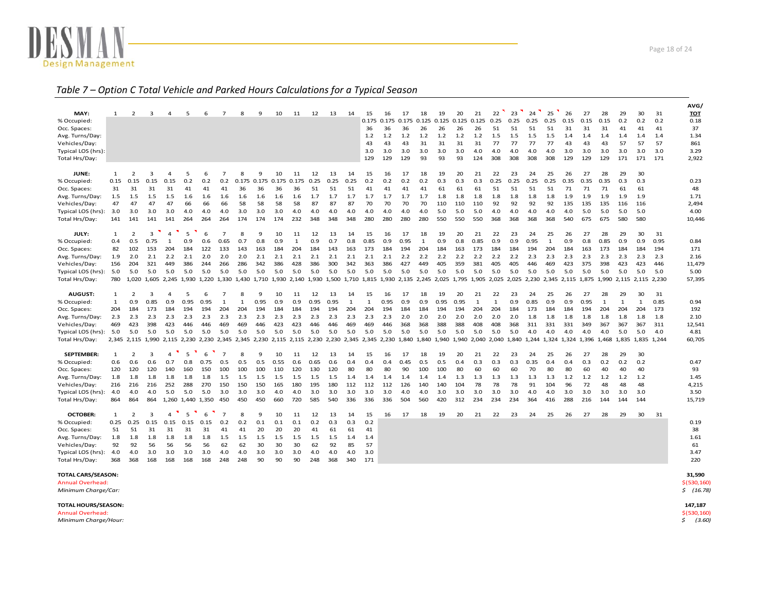*Table 7 – Option C Total Vehicle and Parked Hours Calculations for a Typical Season*

| MAY: | 1 | 2 | 3 | 4 | 5 | 6 | 7 | 8 | 9 | 10 | 11 | 12 | 13 | 14 | 15 | 16 | 17 | 18 | 19 | 20 | 21 | 22 | 23 | 24 | 25 | 26 | 27 | 28 | 29 | 30 | 31 | AVG/ TOT |
|---|---|---|---|---|---|---|---|---|---|---|---|---|---|---|---|---|---|---|---|---|---|---|---|---|---|---|---|---|---|---|---|---|
| % Occupied: | | | | | | | | | | | | | | | 0.175 | 0.175 | 0.175 | 0.125 | 0.125 | 0.125 | 0.125 | 0.25 | 0.25 | 0.25 | 0.25 | 0.15 | 0.15 | 0.15 | 0.2 | 0.2 | 0.2 | 0.18 |
| Occ. Spaces: | | | | | | | | | | | | | | | 36 | 36 | 36 | 26 | 26 | 26 | 26 | 51 | 51 | 51 | 51 | 31 | 31 | 31 | 41 | 41 | 41 | 37 |
| Avg. Turns/Day: | | | | | | | | | | | | | | | 1.2 | 1.2 | 1.2 | 1.2 | 1.2 | 1.2 | 1.2 | 1.5 | 1.5 | 1.5 | 1.5 | 1.4 | 1.4 | 1.4 | 1.4 | 1.4 | 1.4 | 1.34 |
| Vehicles/Day: | | | | | | | | | | | | | | | 43 | 43 | 43 | 31 | 31 | 31 | 31 | 77 | 77 | 77 | 77 | 43 | 43 | 43 | 57 | 57 | 57 | 861 |
| Typical LOS (hrs): | | | | | | | | | | | | | | | 3.0 | 3.0 | 3.0 | 3.0 | 3.0 | 3.0 | 4.0 | 4.0 | 4.0 | 4.0 | 4.0 | 3.0 | 3.0 | 3.0 | 3.0 | 3.0 | 3.0 | 3.29 |
| Total Hrs/Day: | | | | | | | | | | | | | | | 129 | 129 | 129 | 93 | 93 | 93 | 124 | 308 | 308 | 308 | 308 | 129 | 129 | 129 | 171 | 171 | 171 | 2,922 |
| **JUNE:** | 1 | 2 | 3 | 4 | 5 | 6 | 7 | 8 | 9 | 10 | 11 | 12 | 13 | 14 | 15 | 16 | 17 | 18 | 19 | 20 | 21 | 22 | 23 | 24 | 25 | 26 | 27 | 28 | 29 | 30 | | |
| % Occupied: | 0.15 | 0.15 | 0.15 | 0.15 | 0.2 | 0.2 | 0.2 | 0.175 | 0.175 | 0.175 | 0.175 | 0.25 | 0.25 | 0.25 | 0.2 | 0.2 | 0.2 | 0.2 | 0.3 | 0.3 | 0.3 | 0.25 | 0.25 | 0.25 | 0.25 | 0.35 | 0.35 | 0.35 | 0.3 | 0.3 | | 0.23 |
| Occ. Spaces: | 31 | 31 | 31 | 31 | 41 | 41 | 41 | 36 | 36 | 36 | 36 | 51 | 51 | 51 | 41 | 41 | 41 | 41 | 61 | 61 | 61 | 51 | 51 | 51 | 51 | 71 | 71 | 71 | 61 | 61 | | 48 |
| Avg. Turns/Day: | 1.5 | 1.5 | 1.5 | 1.5 | 1.6 | 1.6 | 1.6 | 1.6 | 1.6 | 1.6 | 1.6 | 1.7 | 1.7 | 1.7 | 1.7 | 1.7 | 1.7 | 1.7 | 1.8 | 1.8 | 1.8 | 1.8 | 1.8 | 1.8 | 1.8 | 1.9 | 1.9 | 1.9 | 1.9 | 1.9 | | 1.71 |
| Vehicles/Day: | 47 | 47 | 47 | 47 | 66 | 66 | 66 | 58 | 58 | 58 | 58 | 87 | 87 | 87 | 70 | 70 | 70 | 70 | 110 | 110 | 110 | 92 | 92 | 92 | 92 | 135 | 135 | 135 | 116 | 116 | | 2,494 |
| Typical LOS (hrs): | 3.0 | 3.0 | 3.0 | 3.0 | 4.0 | 4.0 | 4.0 | 3.0 | 3.0 | 3.0 | 4.0 | 4.0 | 4.0 | 4.0 | 4.0 | 4.0 | 4.0 | 4.0 | 5.0 | 5.0 | 5.0 | 4.0 | 4.0 | 4.0 | 4.0 | 4.0 | 5.0 | 5.0 | 5.0 | 5.0 | | 4.00 |
| Total Hrs/Day: | 141 | 141 | 141 | 141 | 264 | 264 | 264 | 174 | 174 | 174 | 232 | 348 | 348 | 348 | 280 | 280 | 280 | 280 | 550 | 550 | 550 | 368 | 368 | 368 | 368 | 540 | 675 | 675 | 580 | 580 | | 10,446 |
| **JULY:** | 1 | 2 | 3 | 4 | 5 | 6 | 7 | 8 | 9 | 10 | 11 | 12 | 13 | 14 | 15 | 16 | 17 | 18 | 19 | 20 | 21 | 22 | 23 | 24 | 25 | 26 | 27 | 28 | 29 | 30 | 31 | |
| % Occupied: | 0.4 | 0.5 | 0.75 | 1 | 0.9 | 0.6 | 0.65 | 0.7 | 0.8 | 0.9 | 1 | 0.9 | 0.7 | 0.8 | 0.85 | 0.9 | 0.95 | 1 | 0.9 | 0.8 | 0.85 | 0.9 | 0.9 | 0.95 | 1 | 0.9 | 0.8 | 0.85 | 0.9 | 0.9 | 0.95 | 0.84 |
| Occ. Spaces: | 82 | 102 | 153 | 204 | 184 | 122 | 133 | 143 | 163 | 184 | 204 | 184 | 143 | 163 | 173 | 184 | 194 | 204 | 184 | 163 | 173 | 184 | 184 | 194 | 204 | 184 | 163 | 173 | 184 | 184 | 194 | 171 |
| Avg. Turns/Day: | 1.9 | 2.0 | 2.1 | 2.2 | 2.1 | 2.0 | 2.0 | 2.0 | 2.1 | 2.1 | 2.1 | 2.1 | 2.1 | 2.1 | 2.1 | 2.1 | 2.2 | 2.2 | 2.2 | 2.2 | 2.2 | 2.2 | 2.2 | 2.3 | 2.3 | 2.3 | 2.3 | 2.3 | 2.3 | 2.3 | 2.3 | 2.16 |
| Vehicles/Day: | 156 | 204 | 321 | 449 | 386 | 244 | 266 | 286 | 342 | 386 | 428 | 386 | 300 | 342 | 363 | 386 | 427 | 449 | 405 | 359 | 381 | 405 | 405 | 446 | 469 | 423 | 375 | 398 | 423 | 423 | 446 | 11,479 |
| Typical LOS (hrs): | 5.0 | 5.0 | 5.0 | 5.0 | 5.0 | 5.0 | 5.0 | 5.0 | 5.0 | 5.0 | 5.0 | 5.0 | 5.0 | 5.0 | 5.0 | 5.0 | 5.0 | 5.0 | 5.0 | 5.0 | 5.0 | 5.0 | 5.0 | 5.0 | 5.0 | 5.0 | 5.0 | 5.0 | 5.0 | 5.0 | 5.0 | 5.00 |
| Total Hrs/Day: | 780 | 1,020 | 1,605 | 2,245 | 1,930 | 1,220 | 1,330 | 1,430 | 1,710 | 1,930 | 2,140 | 1,930 | 1,500 | 1,710 | 1,815 | 1,930 | 2,135 | 2,245 | 2,025 | 1,795 | 1,905 | 2,025 | 2,025 | 2,230 | 2,345 | 2,115 | 1,875 | 1,990 | 2,115 | 2,115 | 2,230 | 57,395 |
| **AUGUST:** | 1 | 2 | 3 | 4 | 5 | 6 | 7 | 8 | 9 | 10 | 11 | 12 | 13 | 14 | 15 | 16 | 17 | 18 | 19 | 20 | 21 | 22 | 23 | 24 | 25 | 26 | 27 | 28 | 29 | 30 | 31 | |
| % Occupied: | 1 | 0.9 | 0.85 | 0.9 | 0.95 | 0.95 | 1 | 1 | 0.95 | 0.9 | 0.9 | 0.95 | 0.95 | 1 | 1 | 0.95 | 0.9 | 0.9 | 0.95 | 0.95 | 1 | 1 | 0.9 | 0.85 | 0.9 | 0.9 | 0.95 | 1 | 1 | 1 | 0.85 | 0.94 |
| Occ. Spaces: | 204 | 184 | 173 | 184 | 194 | 194 | 204 | 204 | 194 | 184 | 184 | 194 | 194 | 204 | 204 | 194 | 184 | 184 | 194 | 194 | 204 | 204 | 184 | 173 | 184 | 184 | 194 | 204 | 204 | 204 | 173 | 192 |
| Avg. Turns/Day: | 2.3 | 2.3 | 2.3 | 2.3 | 2.3 | 2.3 | 2.3 | 2.3 | 2.3 | 2.3 | 2.3 | 2.3 | 2.3 | 2.3 | 2.3 | 2.3 | 2.0 | 2.0 | 2.0 | 2.0 | 2.0 | 2.0 | 2.0 | 1.8 | 1.8 | 1.8 | 1.8 | 1.8 | 1.8 | 1.8 | 1.8 | 2.10 |
| Vehicles/Day: | 469 | 423 | 398 | 423 | 446 | 446 | 469 | 469 | 446 | 423 | 423 | 446 | 446 | 469 | 469 | 446 | 368 | 368 | 388 | 388 | 408 | 408 | 368 | 311 | 331 | 331 | 349 | 367 | 367 | 367 | 311 | 12,541 |
| Typical LOS (hrs): | 5.0 | 5.0 | 5.0 | 5.0 | 5.0 | 5.0 | 5.0 | 5.0 | 5.0 | 5.0 | 5.0 | 5.0 | 5.0 | 5.0 | 5.0 | 5.0 | 5.0 | 5.0 | 5.0 | 5.0 | 5.0 | 5.0 | 5.0 | 4.0 | 4.0 | 4.0 | 4.0 | 4.0 | 5.0 | 5.0 | 4.0 | 4.81 |
| Total Hrs/Day: | 2,345 | 2,115 | 1,990 | 2,115 | 2,230 | 2,230 | 2,345 | 2,345 | 2,230 | 2,115 | 2,115 | 2,230 | 2,230 | 2,345 | 2,345 | 2,230 | 1,840 | 1,840 | 1,940 | 1,940 | 2,040 | 2,040 | 1,840 | 1,244 | 1,324 | 1,324 | 1,396 | 1,468 | 1,835 | 1,835 | 1,244 | 60,705 |
| **SEPTEMBER:** | 1 | 2 | 3 | 4 | 5 | 6 | 7 | 8 | 9 | 10 | 11 | 12 | 13 | 14 | 15 | 16 | 17 | 18 | 19 | 20 | 21 | 22 | 23 | 24 | 25 | 26 | 27 | 28 | 29 | 30 | | |
| % Occupied: | 0.6 | 0.6 | 0.6 | 0.7 | 0.8 | 0.75 | 0.5 | 0.5 | 0.5 | 0.55 | 0.6 | 0.65 | 0.6 | 0.4 | 0.4 | 0.4 | 0.45 | 0.5 | 0.5 | 0.4 | 0.3 | 0.3 | 0.3 | 0.35 | 0.4 | 0.4 | 0.3 | 0.2 | 0.2 | 0.2 | | 0.47 |
| Occ. Spaces: | 120 | 120 | 120 | 140 | 160 | 150 | 100 | 100 | 100 | 110 | 120 | 130 | 120 | 80 | 80 | 80 | 90 | 100 | 100 | 80 | 60 | 60 | 60 | 70 | 80 | 80 | 60 | 40 | 40 | 40 | | 93 |
| Avg. Turns/Day: | 1.8 | 1.8 | 1.8 | 1.8 | 1.8 | 1.8 | 1.5 | 1.5 | 1.5 | 1.5 | 1.5 | 1.5 | 1.5 | 1.4 | 1.4 | 1.4 | 1.4 | 1.4 | 1.4 | 1.3 | 1.3 | 1.3 | 1.3 | 1.3 | 1.3 | 1.2 | 1.2 | 1.2 | 1.2 | 1.2 | | 1.45 |
| Vehicles/Day: | 216 | 216 | 216 | 252 | 288 | 270 | 150 | 150 | 150 | 165 | 180 | 195 | 180 | 112 | 112 | 112 | 126 | 140 | 140 | 104 | 78 | 78 | 78 | 91 | 104 | 96 | 72 | 48 | 48 | 48 | | 4,215 |
| Typical LOS (hrs): | 4.0 | 4.0 | 4.0 | 5.0 | 5.0 | 5.0 | 3.0 | 3.0 | 3.0 | 4.0 | 4.0 | 3.0 | 3.0 | 3.0 | 3.0 | 3.0 | 4.0 | 4.0 | 3.0 | 3.0 | 3.0 | 3.0 | 3.0 | 4.0 | 4.0 | 3.0 | 3.0 | 3.0 | 3.0 | 3.0 | | 3.50 |
| Total Hrs/Day: | 864 | 864 | 864 | 1,260 | 1,440 | 1,350 | 450 | 450 | 450 | 660 | 720 | 585 | 540 | 336 | 336 | 336 | 504 | 560 | 420 | 312 | 234 | 234 | 234 | 364 | 416 | 288 | 216 | 144 | 144 | 144 | | 15,719 |
| **OCTOBER:** | 1 | 2 | 3 | 4 | 5 | 6 | 7 | 8 | 9 | 10 | 11 | 12 | 13 | 14 | 15 | 16 | 17 | 18 | 19 | 20 | 21 | 22 | 23 | 24 | 25 | 26 | 27 | 28 | 29 | 30 | 31 | |
| % Occupied: | 0.25 | 0.25 | 0.15 | 0.15 | 0.15 | 0.15 | 0.2 | 0.2 | 0.1 | 0.1 | 0.1 | 0.2 | 0.3 | 0.3 | 0.2 | | | | | | | | | | | | | | | | | 0.19 |
| Occ. Spaces: | 51 | 51 | 31 | 31 | 31 | 31 | 41 | 41 | 20 | 20 | 20 | 41 | 61 | 61 | 41 | | | | | | | | | | | | | | | | | 38 |
| Avg. Turns/Day: | 1.8 | 1.8 | 1.8 | 1.8 | 1.8 | 1.8 | 1.5 | 1.5 | 1.5 | 1.5 | 1.5 | 1.5 | 1.5 | 1.4 | 1.4 | | | | | | | | | | | | | | | | | 1.61 |
| Vehicles/Day: | 92 | 92 | 56 | 56 | 56 | 56 | 62 | 62 | 30 | 30 | 30 | 62 | 92 | 85 | 57 | | | | | | | | | | | | | | | | | 61 |
| Typical LOS (hrs): | 4.0 | 4.0 | 3.0 | 3.0 | 3.0 | 3.0 | 4.0 | 4.0 | 3.0 | 3.0 | 3.0 | 4.0 | 4.0 | 4.0 | 3.0 | | | | | | | | | | | | | | | | | 3.47 |
| Total Hrs/Day: | 368 | 368 | 168 | 168 | 168 | 168 | 248 | 248 | 90 | 90 | 90 | 248 | 368 | 340 | 171 | | | | | | | | | | | | | | | | | 220 |

| | |
|---|---|
| **TOTAL CARS/SEASON:** | **31,590** |
| Annual Overhead: | $(530,160) |
| *Minimum Charge/Car:* | *$ (16.78)* |
| **TOTAL HOURS/SEASON:** | **147,187** |
| Annual Overhead: | $(530,160) |
| *Minimum Charge/Hour:* | *$ (3.60)* |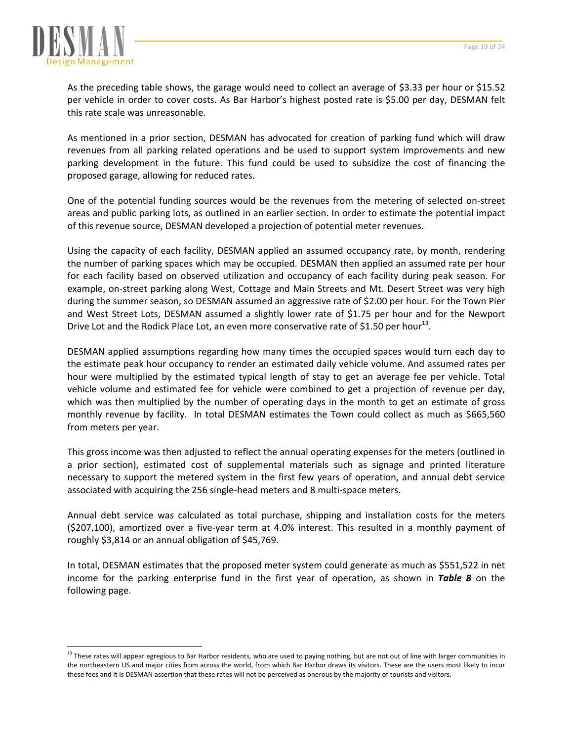As the preceding table shows, the garage would need to collect an average of $3.33 per hour or $15.52 per vehicle in order to cover costs. As Bar Harbor's highest posted rate is $5.00 per day, DESMAN felt this rate scale was unreasonable.

As mentioned in a prior section, DESMAN has advocated for creation of parking fund which will draw revenues from all parking related operations and be used to support system improvements and new parking development in the future. This fund could be used to subsidize the cost of financing the proposed garage, allowing for reduced rates.

One of the potential funding sources would be the revenues from the metering of selected on-street areas and public parking lots, as outlined in an earlier section. In order to estimate the potential impact of this revenue source, DESMAN developed a projection of potential meter revenues.

Using the capacity of each facility, DESMAN applied an assumed occupancy rate, by month, rendering the number of parking spaces which may be occupied. DESMAN then applied an assumed rate per hour for each facility based on observed utilization and occupancy of each facility during peak season. For example, on-street parking along West, Cottage and Main Streets and Mt. Desert Street was very high during the summer season, so DESMAN assumed an aggressive rate of $2.00 per hour. For the Town Pier and West Street Lots, DESMAN assumed a slightly lower rate of $1.75 per hour and for the Newport Drive Lot and the Rodick Place Lot, an even more conservative rate of $1.50 per hour[13].

DESMAN applied assumptions regarding how many times the occupied spaces would turn each day to the estimate peak hour occupancy to render an estimated daily vehicle volume. And assumed rates per hour were multiplied by the estimated typical length of stay to get an average fee per vehicle. Total vehicle volume and estimated fee for vehicle were combined to get a projection of revenue per day, which was then multiplied by the number of operating days in the month to get an estimate of gross monthly revenue by facility. In total DESMAN estimates the Town could collect as much as $665,560 from meters per year.

This gross income was then adjusted to reflect the annual operating expenses for the meters (outlined in a prior section), estimated cost of supplemental materials such as signage and printed literature necessary to support the metered system in the first few years of operation, and annual debt service associated with acquiring the 256 single-head meters and 8 multi-space meters.

Annual debt service was calculated as total purchase, shipping and installation costs for the meters ($207,100), amortized over a five-year term at 4.0% interest. This resulted in a monthly payment of roughly $3,814 or an annual obligation of $45,769.

In total, DESMAN estimates that the proposed meter system could generate as much as $551,522 in net income for the parking enterprise fund in the first year of operation, as shown in ***Table 8*** on the following page.

---

[13] These rates will appear egregious to Bar Harbor residents, who are used to paying nothing, but are not out of line with larger communities in the northeastern US and major cities from across the world, from which Bar Harbor draws its visitors. These are the users most likely to incur these fees and it is DESMAN assertion that these rates will not be perceived as onerous by the majority of tourists and visitors.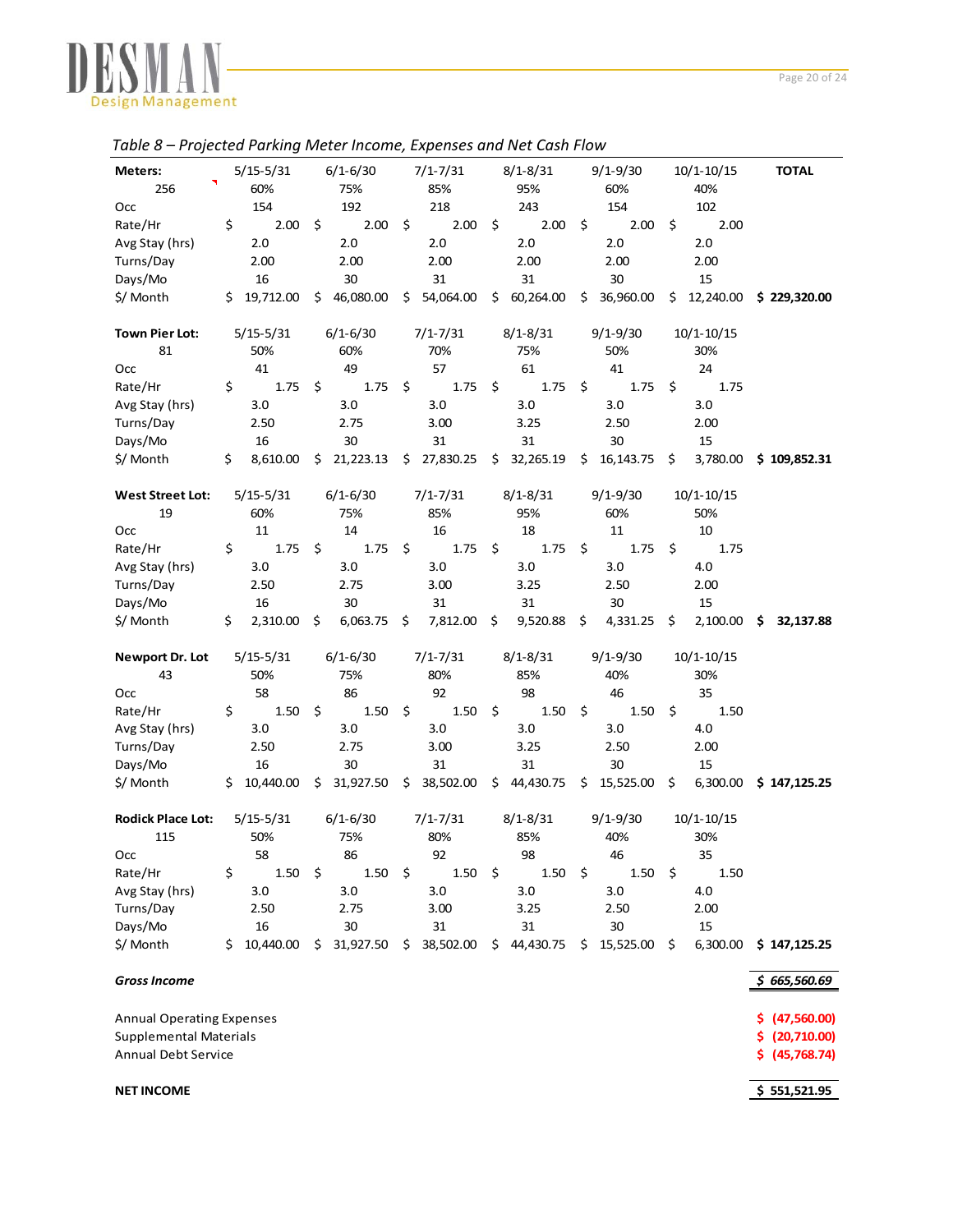*Table 8 – Projected Parking Meter Income, Expenses and Net Cash Flow*

| **Meters:** | 5/15-5/31 | 6/1-6/30 | 7/1-7/31 | 8/1-8/31 | 9/1-9/30 | 10/1-10/15 | **TOTAL** |
|---|---|---|---|---|---|---|---|
| 256 | 60% | 75% | 85% | 95% | 60% | 40% | |
| Occ | 154 | 192 | 218 | 243 | 154 | 102 | |
| Rate/Hr | $ 2.00 | $ 2.00 | $ 2.00 | $ 2.00 | $ 2.00 | $ 2.00 | |
| Avg Stay (hrs) | 2.0 | 2.0 | 2.0 | 2.0 | 2.0 | 2.0 | |
| Turns/Day | 2.00 | 2.00 | 2.00 | 2.00 | 2.00 | 2.00 | |
| Days/Mo | 16 | 30 | 31 | 31 | 30 | 15 | |
| $/ Month | $ 19,712.00 | $ 46,080.00 | $ 54,064.00 | $ 60,264.00 | $ 36,960.00 | $ 12,240.00 | **$ 229,320.00** |
| | | | | | | | |
| **Town Pier Lot:** | 5/15-5/31 | 6/1-6/30 | 7/1-7/31 | 8/1-8/31 | 9/1-9/30 | 10/1-10/15 | |
| 81 | 50% | 60% | 70% | 75% | 50% | 30% | |
| Occ | 41 | 49 | 57 | 61 | 41 | 24 | |
| Rate/Hr | $ 1.75 | $ 1.75 | $ 1.75 | $ 1.75 | $ 1.75 | $ 1.75 | |
| Avg Stay (hrs) | 3.0 | 3.0 | 3.0 | 3.0 | 3.0 | 3.0 | |
| Turns/Day | 2.50 | 2.75 | 3.00 | 3.25 | 2.50 | 2.00 | |
| Days/Mo | 16 | 30 | 31 | 31 | 30 | 15 | |
| $/ Month | $ 8,610.00 | $ 21,223.13 | $ 27,830.25 | $ 32,265.19 | $ 16,143.75 | $ 3,780.00 | **$ 109,852.31** |
| | | | | | | | |
| **West Street Lot:** | 5/15-5/31 | 6/1-6/30 | 7/1-7/31 | 8/1-8/31 | 9/1-9/30 | 10/1-10/15 | |
| 19 | 60% | 75% | 85% | 95% | 60% | 50% | |
| Occ | 11 | 14 | 16 | 18 | 11 | 10 | |
| Rate/Hr | $ 1.75 | $ 1.75 | $ 1.75 | $ 1.75 | $ 1.75 | $ 1.75 | |
| Avg Stay (hrs) | 3.0 | 3.0 | 3.0 | 3.0 | 3.0 | 4.0 | |
| Turns/Day | 2.50 | 2.75 | 3.00 | 3.25 | 2.50 | 2.00 | |
| Days/Mo | 16 | 30 | 31 | 31 | 30 | 15 | |
| $/ Month | $ 2,310.00 | $ 6,063.75 | $ 7,812.00 | $ 9,520.88 | $ 4,331.25 | $ 2,100.00 | **$ 32,137.88** |
| | | | | | | | |
| **Newport Dr. Lot** | 5/15-5/31 | 6/1-6/30 | 7/1-7/31 | 8/1-8/31 | 9/1-9/30 | 10/1-10/15 | |
| 43 | 50% | 75% | 80% | 85% | 40% | 30% | |
| Occ | 58 | 86 | 92 | 98 | 46 | 35 | |
| Rate/Hr | $ 1.50 | $ 1.50 | $ 1.50 | $ 1.50 | $ 1.50 | $ 1.50 | |
| Avg Stay (hrs) | 3.0 | 3.0 | 3.0 | 3.0 | 3.0 | 4.0 | |
| Turns/Day | 2.50 | 2.75 | 3.00 | 3.25 | 2.50 | 2.00 | |
| Days/Mo | 16 | 30 | 31 | 31 | 30 | 15 | |
| $/ Month | $ 10,440.00 | $ 31,927.50 | $ 38,502.00 | $ 44,430.75 | $ 15,525.00 | $ 6,300.00 | **$ 147,125.25** |
| | | | | | | | |
| **Rodick Place Lot:** | 5/15-5/31 | 6/1-6/30 | 7/1-7/31 | 8/1-8/31 | 9/1-9/30 | 10/1-10/15 | |
| 115 | 50% | 75% | 80% | 85% | 40% | 30% | |
| Occ | 58 | 86 | 92 | 98 | 46 | 35 | |
| Rate/Hr | $ 1.50 | $ 1.50 | $ 1.50 | $ 1.50 | $ 1.50 | $ 1.50 | |
| Avg Stay (hrs) | 3.0 | 3.0 | 3.0 | 3.0 | 3.0 | 4.0 | |
| Turns/Day | 2.50 | 2.75 | 3.00 | 3.25 | 2.50 | 2.00 | |
| Days/Mo | 16 | 30 | 31 | 31 | 30 | 15 | |
| $/ Month | $ 10,440.00 | $ 31,927.50 | $ 38,502.00 | $ 44,430.75 | $ 15,525.00 | $ 6,300.00 | **$ 147,125.25** |
| | | | | | | | |
| ***Gross Income*** | | | | | | | ***$ 665,560.69*** |
| | | | | | | | |
| Annual Operating Expenses | | | | | | | $ (47,560.00) |
| Supplemental Materials | | | | | | | $ (20,710.00) |
| Annual Debt Service | | | | | | | $ (45,768.74) |
| | | | | | | | |
| **NET INCOME** | | | | | | | **$ 551,521.95** |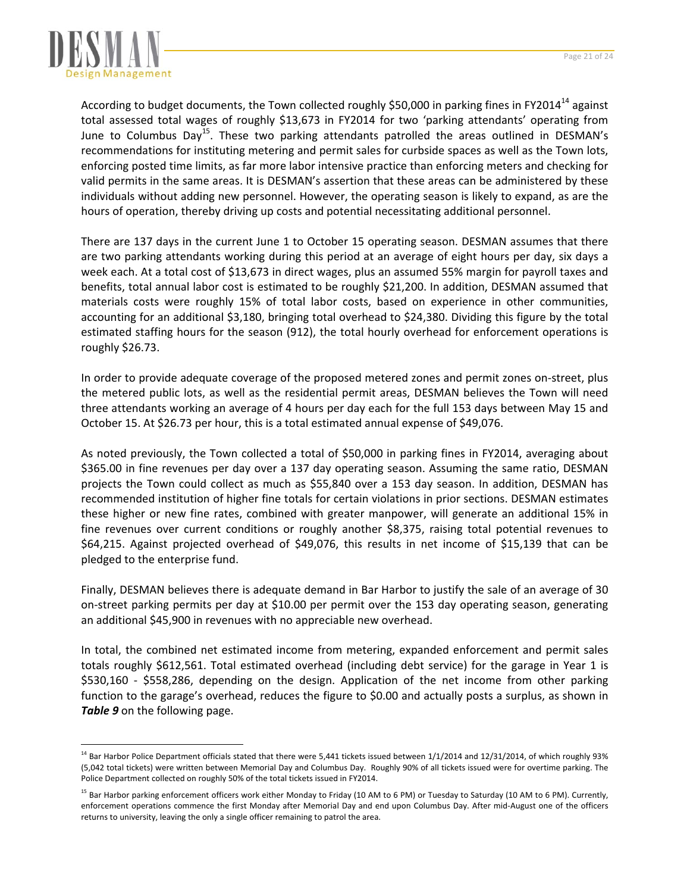According to budget documents, the Town collected roughly $50,000 in parking fines in FY2014[14] against total assessed total wages of roughly $13,673 in FY2014 for two 'parking attendants' operating from June to Columbus Day[15]. These two parking attendants patrolled the areas outlined in DESMAN's recommendations for instituting metering and permit sales for curbside spaces as well as the Town lots, enforcing posted time limits, as far more labor intensive practice than enforcing meters and checking for valid permits in the same areas. It is DESMAN's assertion that these areas can be administered by these individuals without adding new personnel. However, the operating season is likely to expand, as are the hours of operation, thereby driving up costs and potential necessitating additional personnel.

There are 137 days in the current June 1 to October 15 operating season. DESMAN assumes that there are two parking attendants working during this period at an average of eight hours per day, six days a week each. At a total cost of $13,673 in direct wages, plus an assumed 55% margin for payroll taxes and benefits, total annual labor cost is estimated to be roughly $21,200. In addition, DESMAN assumed that materials costs were roughly 15% of total labor costs, based on experience in other communities, accounting for an additional $3,180, bringing total overhead to $24,380. Dividing this figure by the total estimated staffing hours for the season (912), the total hourly overhead for enforcement operations is roughly $26.73.

In order to provide adequate coverage of the proposed metered zones and permit zones on-street, plus the metered public lots, as well as the residential permit areas, DESMAN believes the Town will need three attendants working an average of 4 hours per day each for the full 153 days between May 15 and October 15. At $26.73 per hour, this is a total estimated annual expense of $49,076.

As noted previously, the Town collected a total of $50,000 in parking fines in FY2014, averaging about $365.00 in fine revenues per day over a 137 day operating season. Assuming the same ratio, DESMAN projects the Town could collect as much as $55,840 over a 153 day season. In addition, DESMAN has recommended institution of higher fine totals for certain violations in prior sections. DESMAN estimates these higher or new fine rates, combined with greater manpower, will generate an additional 15% in fine revenues over current conditions or roughly another $8,375, raising total potential revenues to $64,215. Against projected overhead of $49,076, this results in net income of $15,139 that can be pledged to the enterprise fund.

Finally, DESMAN believes there is adequate demand in Bar Harbor to justify the sale of an average of 30 on-street parking permits per day at $10.00 per permit over the 153 day operating season, generating an additional $45,900 in revenues with no appreciable new overhead.

In total, the combined net estimated income from metering, expanded enforcement and permit sales totals roughly $612,561. Total estimated overhead (including debt service) for the garage in Year 1 is $530,160 - $558,286, depending on the design. Application of the net income from other parking function to the garage's overhead, reduces the figure to $0.00 and actually posts a surplus, as shown in ***Table 9*** on the following page.

---

[14] Bar Harbor Police Department officials stated that there were 5,441 tickets issued between 1/1/2014 and 12/31/2014, of which roughly 93% (5,042 total tickets) were written between Memorial Day and Columbus Day. Roughly 90% of all tickets issued were for overtime parking. The Police Department collected on roughly 50% of the total tickets issued in FY2014.

[15] Bar Harbor parking enforcement officers work either Monday to Friday (10 AM to 6 PM) or Tuesday to Saturday (10 AM to 6 PM). Currently, enforcement operations commence the first Monday after Memorial Day and end upon Columbus Day. After mid-August one of the officers returns to university, leaving the only a single officer remaining to patrol the area.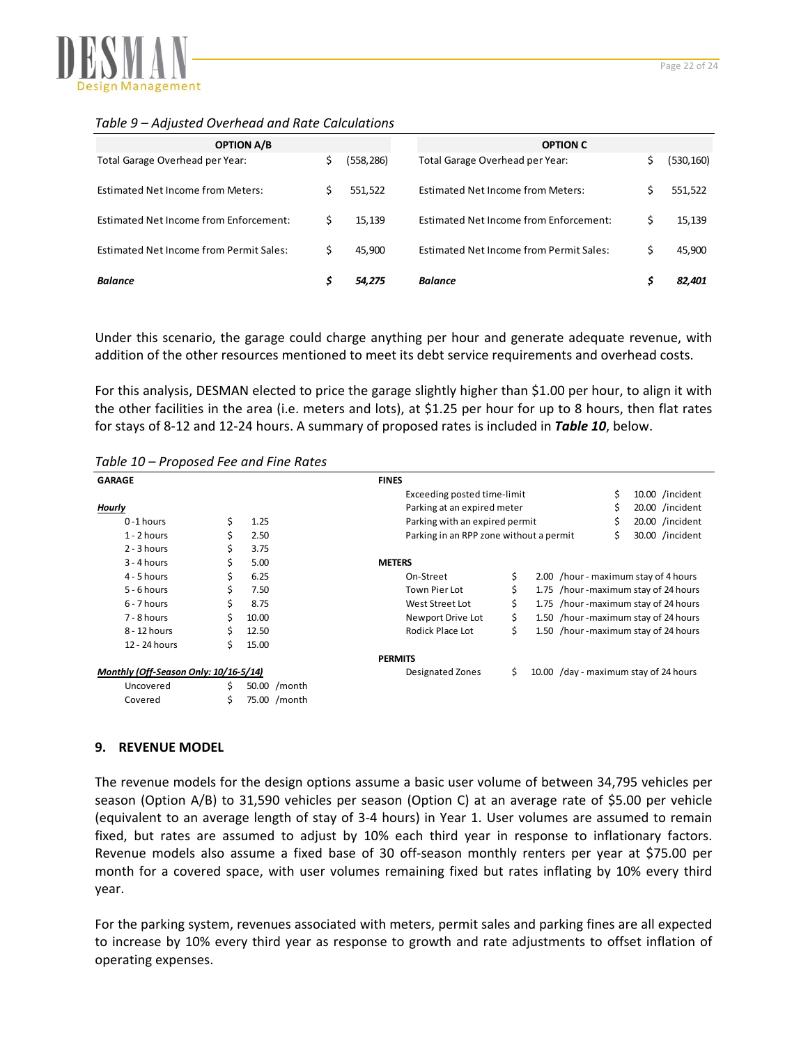*Table 9 – Adjusted Overhead and Rate Calculations*

| OPTION A/B | | | OPTION C | | |
|---|---|---|---|---|---|
| Total Garage Overhead per Year: | $ | (558,286) | Total Garage Overhead per Year: | $ | (530,160) |
| Estimated Net Income from Meters: | $ | 551,522 | Estimated Net Income from Meters: | $ | 551,522 |
| Estimated Net Income from Enforcement: | $ | 15,139 | Estimated Net Income from Enforcement: | $ | 15,139 |
| Estimated Net Income from Permit Sales: | $ | 45,900 | Estimated Net Income from Permit Sales: | $ | 45,900 |
| ***Balance*** | ***$*** | ***54,275*** | ***Balance*** | ***$*** | ***82,401*** |

Under this scenario, the garage could charge anything per hour and generate adequate revenue, with addition of the other resources mentioned to meet its debt service requirements and overhead costs.

For this analysis, DESMAN elected to price the garage slightly higher than $1.00 per hour, to align it with the other facilities in the area (i.e. meters and lots), at $1.25 per hour for up to 8 hours, then flat rates for stays of 8-12 and 12-24 hours. A summary of proposed rates is included in ***Table 10***, below.

*Table 10 – Proposed Fee and Fine Rates*

| GARAGE | | |
|---|---|---|
| ***Hourly*** | | |
| 0-1 hours | $ | 1.25 |
| 1 - 2 hours | $ | 2.50 |
| 2 - 3 hours | $ | 3.75 |
| 3 - 4 hours | $ | 5.00 |
| 4 - 5 hours | $ | 6.25 |
| 5 - 6 hours | $ | 7.50 |
| 6 - 7 hours | $ | 8.75 |
| 7 - 8 hours | $ | 10.00 |
| 8 - 12 hours | $ | 12.50 |
| 12 - 24 hours | $ | 15.00 |
| ***Monthly (Off-Season Only: 10/16-5/14)*** | | |
| Uncovered | $ | 50.00 /month |
| Covered | $ | 75.00 /month |

| FINES | | |
|---|---|---|
| Exceeding posted time-limit | $ | 10.00 /incident |
| Parking at an expired meter | $ | 20.00 /incident |
| Parking with an expired permit | $ | 20.00 /incident |
| Parking in an RPP zone without a permit | $ | 30.00 /incident |
| **METERS** | | |
| On-Street | $ | 2.00 /hour - maximum stay of 4 hours |
| Town Pier Lot | $ | 1.75 /hour -maximum stay of 24 hours |
| West Street Lot | $ | 1.75 /hour -maximum stay of 24 hours |
| Newport Drive Lot | $ | 1.50 /hour -maximum stay of 24 hours |
| Rodick Place Lot | $ | 1.50 /hour -maximum stay of 24 hours |
| **PERMITS** | | |
| Designated Zones | $ | 10.00 /day - maximum stay of 24 hours |

## 9. REVENUE MODEL

The revenue models for the design options assume a basic user volume of between 34,795 vehicles per season (Option A/B) to 31,590 vehicles per season (Option C) at an average rate of $5.00 per vehicle (equivalent to an average length of stay of 3-4 hours) in Year 1. User volumes are assumed to remain fixed, but rates are assumed to adjust by 10% each third year in response to inflationary factors. Revenue models also assume a fixed base of 30 off-season monthly renters per year at $75.00 per month for a covered space, with user volumes remaining fixed but rates inflating by 10% every third year.

For the parking system, revenues associated with meters, permit sales and parking fines are all expected to increase by 10% every third year as response to growth and rate adjustments to offset inflation of operating expenses.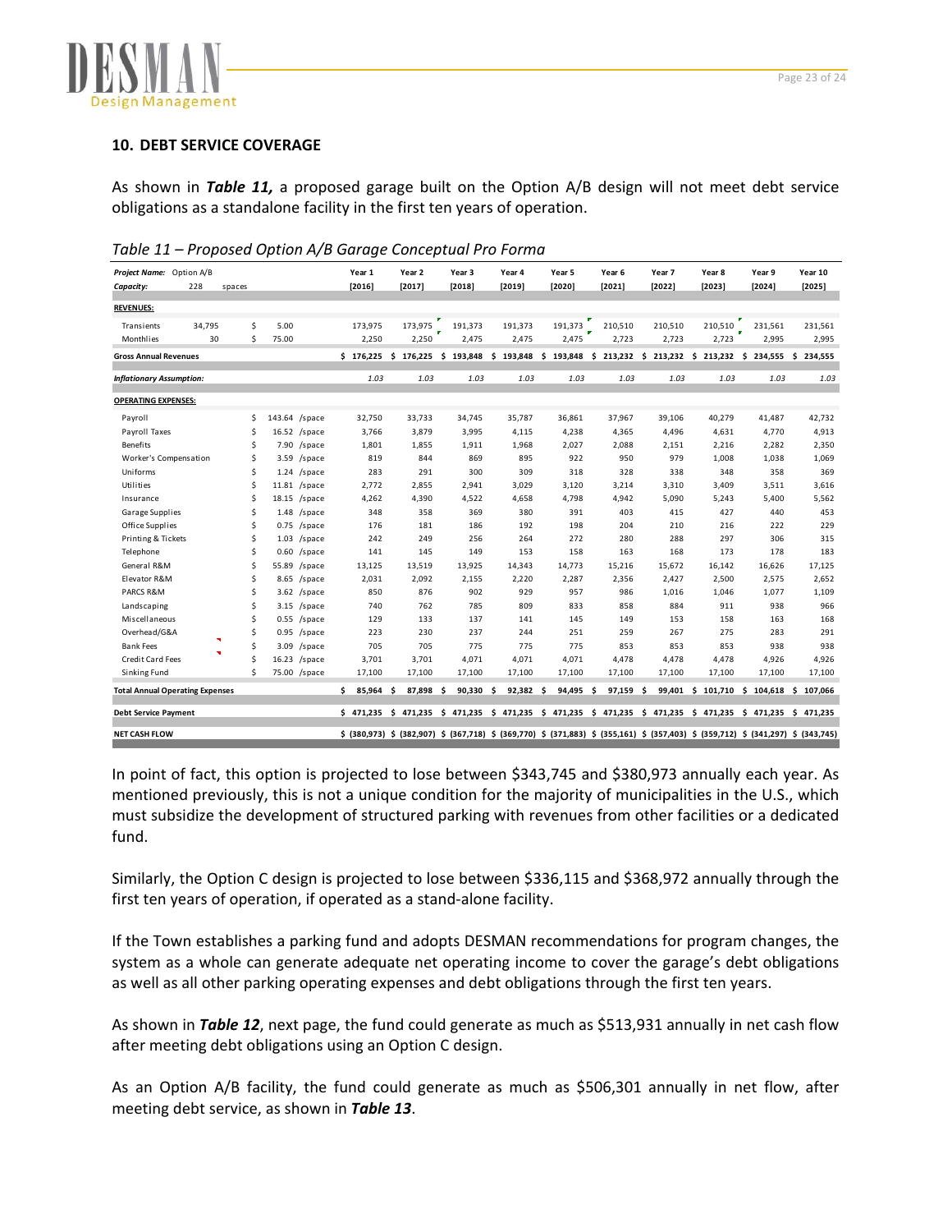## 10. DEBT SERVICE COVERAGE

As shown in ***Table 11,*** a proposed garage built on the Option A/B design will not meet debt service obligations as a standalone facility in the first ten years of operation.

*Table 11 – Proposed Option A/B Garage Conceptual Pro Forma*

| ***Project Name:*** Option A/B | | | | Year 1 | Year 2 | Year 3 | Year 4 | Year 5 | Year 6 | Year 7 | Year 8 | Year 9 | Year 10 |
|---|---|---|---|---|---|---|---|---|---|---|---|---|---|
| ***Capacity:*** | 228 | spaces | | [2016] | [2017] | [2018] | [2019] | [2020] | [2021] | [2022] | [2023] | [2024] | [2025] |
| **REVENUES:** | | | | | | | | | | | | | |
| Transients | 34,795 | $ 5.00 | | 173,975 | 173,975 | 191,373 | 191,373 | 191,373 | 210,510 | 210,510 | 210,510 | 231,561 | 231,561 |
| Monthlies | 30 | $ 75.00 | | 2,250 | 2,250 | 2,475 | 2,475 | 2,475 | 2,723 | 2,723 | 2,723 | 2,995 | 2,995 |
| **Gross Annual Revenues** | | | | **$ 176,225** | **$ 176,225** | **$ 193,848** | **$ 193,848** | **$ 193,848** | **$ 213,232** | **$ 213,232** | **$ 213,232** | **$ 234,555** | **$ 234,555** |
| ***Inflationary Assumption:*** | | | | *1.03* | *1.03* | *1.03* | *1.03* | *1.03* | *1.03* | *1.03* | *1.03* | *1.03* | *1.03* |
| **OPERATING EXPENSES:** | | | | | | | | | | | | | |
| Payroll | | $ 143.64 | /space | 32,750 | 33,733 | 34,745 | 35,787 | 36,861 | 37,967 | 39,106 | 40,279 | 41,487 | 42,732 |
| Payroll Taxes | | $ 16.52 | /space | 3,766 | 3,879 | 3,995 | 4,115 | 4,238 | 4,365 | 4,496 | 4,631 | 4,770 | 4,913 |
| Benefits | | $ 7.90 | /space | 1,801 | 1,855 | 1,911 | 1,968 | 2,027 | 2,088 | 2,151 | 2,216 | 2,282 | 2,350 |
| Worker's Compensation | | $ 3.59 | /space | 819 | 844 | 869 | 895 | 922 | 950 | 979 | 1,008 | 1,038 | 1,069 |
| Uniforms | | $ 1.24 | /space | 283 | 291 | 300 | 309 | 318 | 328 | 338 | 348 | 358 | 369 |
| Utilities | | $ 11.81 | /space | 2,772 | 2,855 | 2,941 | 3,029 | 3,120 | 3,214 | 3,310 | 3,409 | 3,511 | 3,616 |
| Insurance | | $ 18.15 | /space | 4,262 | 4,390 | 4,522 | 4,658 | 4,798 | 4,942 | 5,090 | 5,243 | 5,400 | 5,562 |
| Garage Supplies | | $ 1.48 | /space | 348 | 358 | 369 | 380 | 391 | 403 | 415 | 427 | 440 | 453 |
| Office Supplies | | $ 0.75 | /space | 176 | 181 | 186 | 192 | 198 | 204 | 210 | 216 | 222 | 229 |
| Printing & Tickets | | $ 1.03 | /space | 242 | 249 | 256 | 264 | 272 | 280 | 288 | 297 | 306 | 315 |
| Telephone | | $ 0.60 | /space | 141 | 145 | 149 | 153 | 158 | 163 | 168 | 173 | 178 | 183 |
| General R&M | | $ 55.89 | /space | 13,125 | 13,519 | 13,925 | 14,343 | 14,773 | 15,216 | 15,672 | 16,142 | 16,626 | 17,125 |
| Elevator R&M | | $ 8.65 | /space | 2,031 | 2,092 | 2,155 | 2,220 | 2,287 | 2,356 | 2,427 | 2,500 | 2,575 | 2,652 |
| PARCS R&M | | $ 3.62 | /space | 850 | 876 | 902 | 929 | 957 | 986 | 1,016 | 1,046 | 1,077 | 1,109 |
| Landscaping | | $ 3.15 | /space | 740 | 762 | 785 | 809 | 833 | 858 | 884 | 911 | 938 | 966 |
| Miscellaneous | | $ 0.55 | /space | 129 | 133 | 137 | 141 | 145 | 149 | 153 | 158 | 163 | 168 |
| Overhead/G&A | | $ 0.95 | /space | 223 | 230 | 237 | 244 | 251 | 259 | 267 | 275 | 283 | 291 |
| Bank Fees | | $ 3.09 | /space | 705 | 705 | 775 | 775 | 775 | 853 | 853 | 853 | 938 | 938 |
| Credit Card Fees | | $ 16.23 | /space | 3,701 | 3,701 | 4,071 | 4,071 | 4,071 | 4,478 | 4,478 | 4,478 | 4,926 | 4,926 |
| Sinking Fund | | $ 75.00 | /space | 17,100 | 17,100 | 17,100 | 17,100 | 17,100 | 17,100 | 17,100 | 17,100 | 17,100 | 17,100 |
| **Total Annual Operating Expenses** | | | | **$ 85,964** | **$ 87,898** | **$ 90,330** | **$ 92,382** | **$ 94,495** | **$ 97,159** | **$ 99,401** | **$ 101,710** | **$ 104,618** | **$ 107,066** |
| **Debt Service Payment** | | | | **$ 471,235** | **$ 471,235** | **$ 471,235** | **$ 471,235** | **$ 471,235** | **$ 471,235** | **$ 471,235** | **$ 471,235** | **$ 471,235** | **$ 471,235** |
| **NET CASH FLOW** | | | | **$ (380,973)** | **$ (382,907)** | **$ (367,718)** | **$ (369,770)** | **$ (371,883)** | **$ (355,161)** | **$ (357,403)** | **$ (359,712)** | **$ (341,297)** | **$ (343,745)** |

In point of fact, this option is projected to lose between $343,745 and $380,973 annually each year. As mentioned previously, this is not a unique condition for the majority of municipalities in the U.S., which must subsidize the development of structured parking with revenues from other facilities or a dedicated fund.

Similarly, the Option C design is projected to lose between $336,115 and $368,972 annually through the first ten years of operation, if operated as a stand-alone facility.

If the Town establishes a parking fund and adopts DESMAN recommendations for program changes, the system as a whole can generate adequate net operating income to cover the garage's debt obligations as well as all other parking operating expenses and debt obligations through the first ten years.

As shown in ***Table 12***, next page, the fund could generate as much as $513,931 annually in net cash flow after meeting debt obligations using an Option C design.

As an Option A/B facility, the fund could generate as much as $506,301 annually in net flow, after meeting debt service, as shown in ***Table 13***.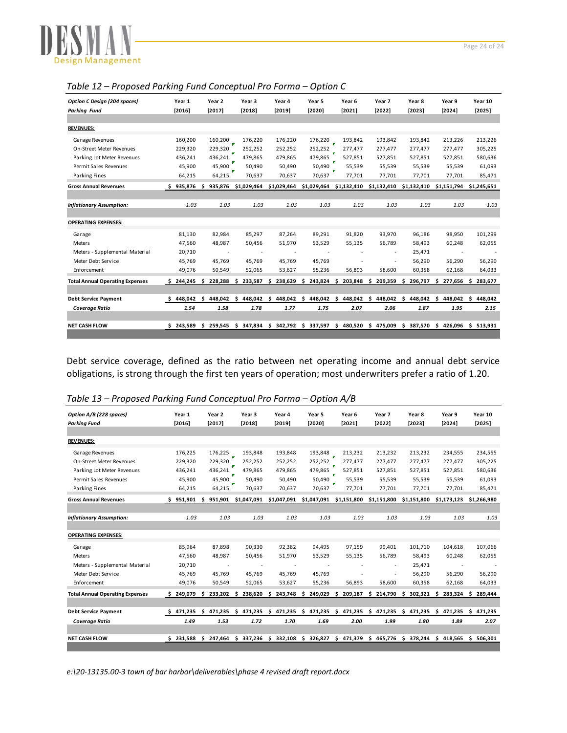*Table 12 – Proposed Parking Fund Conceptual Pro Forma – Option C*

| *Option C Design (204 spaces)* | Year 1 | Year 2 | Year 3 | Year 4 | Year 5 | Year 6 | Year 7 | Year 8 | Year 9 | Year 10 |
|---|---|---|---|---|---|---|---|---|---|---|
| *Parking Fund* | [2016] | [2017] | [2018] | [2019] | [2020] | [2021] | [2022] | [2023] | [2024] | [2025] |
| **REVENUES:** | | | | | | | | | | |
| Garage Revenues | 160,200 | 160,200 | 176,220 | 176,220 | 176,220 | 193,842 | 193,842 | 193,842 | 213,226 | 213,226 |
| On-Street Meter Revenues | 229,320 | 229,320 | 252,252 | 252,252 | 252,252 | 277,477 | 277,477 | 277,477 | 277,477 | 305,225 |
| Parking Lot Meter Revenues | 436,241 | 436,241 | 479,865 | 479,865 | 479,865 | 527,851 | 527,851 | 527,851 | 527,851 | 580,636 |
| Permit Sales Revenues | 45,900 | 45,900 | 50,490 | 50,490 | 50,490 | 55,539 | 55,539 | 55,539 | 55,539 | 61,093 |
| Parking Fines | 64,215 | 64,215 | 70,637 | 70,637 | 70,637 | 77,701 | 77,701 | 77,701 | 77,701 | 85,471 |
| **Gross Annual Revenues** | **$ 935,876** | **$ 935,876** | **$1,029,464** | **$1,029,464** | **$1,029,464** | **$1,132,410** | **$1,132,410** | **$1,132,410** | **$1,151,794** | **$1,245,651** |
| ***Inflationary Assumption:*** | *1.03* | *1.03* | *1.03* | *1.03* | *1.03* | *1.03* | *1.03* | *1.03* | *1.03* | *1.03* |
| **OPERATING EXPENSES:** | | | | | | | | | | |
| Garage | 81,130 | 82,984 | 85,297 | 87,264 | 89,291 | 91,820 | 93,970 | 96,186 | 98,950 | 101,299 |
| Meters | 47,560 | 48,987 | 50,456 | 51,970 | 53,529 | 55,135 | 56,789 | 58,493 | 60,248 | 62,055 |
| Meters - Supplemental Material | 20,710 | - | - | - | - | - | - | 25,471 | - | - |
| Meter Debt Service | 45,769 | 45,769 | 45,769 | 45,769 | 45,769 | - | - | 56,290 | 56,290 | 56,290 |
| Enforcement | 49,076 | 50,549 | 52,065 | 53,627 | 55,236 | 56,893 | 58,600 | 60,358 | 62,168 | 64,033 |
| **Total Annual Operating Expenses** | **$ 244,245** | **$ 228,288** | **$ 233,587** | **$ 238,629** | **$ 243,824** | **$ 203,848** | **$ 209,359** | **$ 296,797** | **$ 277,656** | **$ 283,677** |
| **Debt Service Payment** | **$ 448,042** | **$ 448,042** | **$ 448,042** | **$ 448,042** | **$ 448,042** | **$ 448,042** | **$ 448,042** | **$ 448,042** | **$ 448,042** | **$ 448,042** |
| ***Coverage Ratio*** | ***1.54*** | ***1.58*** | ***1.78*** | ***1.77*** | ***1.75*** | ***2.07*** | ***2.06*** | ***1.87*** | ***1.95*** | ***2.15*** |
| **NET CASH FLOW** | **$ 243,589** | **$ 259,545** | **$ 347,834** | **$ 342,792** | **$ 337,597** | **$ 480,520** | **$ 475,009** | **$ 387,570** | **$ 426,096** | **$ 513,931** |

Debt service coverage, defined as the ratio between net operating income and annual debt service obligations, is strong through the first ten years of operation; most underwriters prefer a ratio of 1.20.

*Table 13 – Proposed Parking Fund Conceptual Pro Forma – Option A/B*

| *Option A/B (228 spaces)* | Year 1 | Year 2 | Year 3 | Year 4 | Year 5 | Year 6 | Year 7 | Year 8 | Year 9 | Year 10 |
|---|---|---|---|---|---|---|---|---|---|---|
| *Parking Fund* | [2016] | [2017] | [2018] | [2019] | [2020] | [2021] | [2022] | [2023] | [2024] | [2025] |
| **REVENUES:** | | | | | | | | | | |
| Garage Revenues | 176,225 | 176,225 | 193,848 | 193,848 | 193,848 | 213,232 | 213,232 | 213,232 | 234,555 | 234,555 |
| On-Street Meter Revenues | 229,320 | 229,320 | 252,252 | 252,252 | 252,252 | 277,477 | 277,477 | 277,477 | 277,477 | 305,225 |
| Parking Lot Meter Revenues | 436,241 | 436,241 | 479,865 | 479,865 | 479,865 | 527,851 | 527,851 | 527,851 | 527,851 | 580,636 |
| Permit Sales Revenues | 45,900 | 45,900 | 50,490 | 50,490 | 50,490 | 55,539 | 55,539 | 55,539 | 55,539 | 61,093 |
| Parking Fines | 64,215 | 64,215 | 70,637 | 70,637 | 70,637 | 77,701 | 77,701 | 77,701 | 77,701 | 85,471 |
| **Gross Annual Revenues** | **$ 951,901** | **$ 951,901** | **$1,047,091** | **$1,047,091** | **$1,047,091** | **$1,151,800** | **$1,151,800** | **$1,151,800** | **$1,173,123** | **$1,266,980** |
| ***Inflationary Assumption:*** | *1.03* | *1.03* | *1.03* | *1.03* | *1.03* | *1.03* | *1.03* | *1.03* | *1.03* | *1.03* |
| **OPERATING EXPENSES:** | | | | | | | | | | |
| Garage | 85,964 | 87,898 | 90,330 | 92,382 | 94,495 | 97,159 | 99,401 | 101,710 | 104,618 | 107,066 |
| Meters | 47,560 | 48,987 | 50,456 | 51,970 | 53,529 | 55,135 | 56,789 | 58,493 | 60,248 | 62,055 |
| Meters - Supplemental Material | 20,710 | - | - | - | - | - | - | 25,471 | - | - |
| Meter Debt Service | 45,769 | 45,769 | 45,769 | 45,769 | 45,769 | - | - | 56,290 | 56,290 | 56,290 |
| Enforcement | 49,076 | 50,549 | 52,065 | 53,627 | 55,236 | 56,893 | 58,600 | 60,358 | 62,168 | 64,033 |
| **Total Annual Operating Expenses** | **$ 249,079** | **$ 233,202** | **$ 238,620** | **$ 243,748** | **$ 249,029** | **$ 209,187** | **$ 214,790** | **$ 302,321** | **$ 283,324** | **$ 289,444** |
| **Debt Service Payment** | **$ 471,235** | **$ 471,235** | **$ 471,235** | **$ 471,235** | **$ 471,235** | **$ 471,235** | **$ 471,235** | **$ 471,235** | **$ 471,235** | **$ 471,235** |
| ***Coverage Ratio*** | ***1.49*** | ***1.53*** | ***1.72*** | ***1.70*** | ***1.69*** | ***2.00*** | ***1.99*** | ***1.80*** | ***1.89*** | ***2.07*** |
| **NET CASH FLOW** | **$ 231,588** | **$ 247,464** | **$ 337,236** | **$ 332,108** | **$ 326,827** | **$ 471,379** | **$ 465,776** | **$ 378,244** | **$ 418,565** | **$ 506,301** |

*e:\20-13135.00-3 town of bar harbor\deliverables\phase 4 revised draft report.docx*